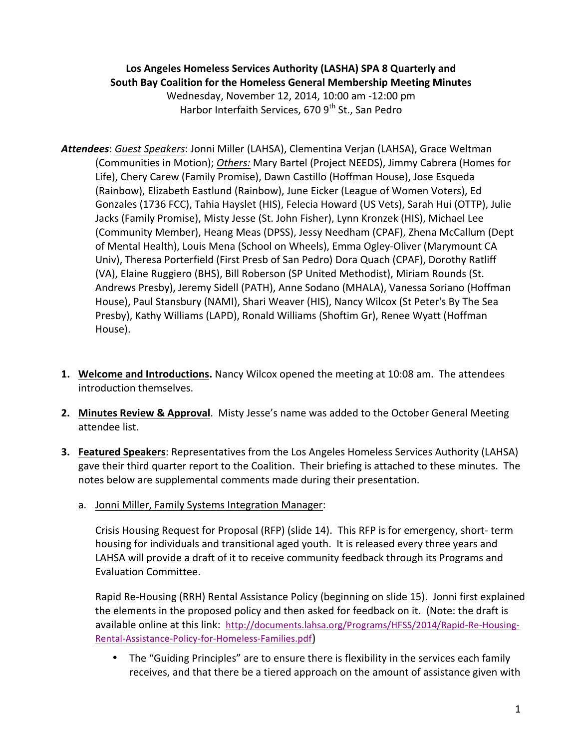**Los Angeles Homeless Services Authority (LASHA) SPA 8 Quarterly and South Bay Coalition for the Homeless General Membership Meeting Minutes**

Wednesday, November 12, 2014, 10:00 am -12:00 pm
Harbor Interfaith Services, 670 9th St., San Pedro

***Attendees***: *Guest Speakers*: Jonni Miller (LAHSA), Clementina Verjan (LAHSA), Grace Weltman (Communities in Motion); *Others:* Mary Bartel (Project NEEDS), Jimmy Cabrera (Homes for Life), Chery Carew (Family Promise), Dawn Castillo (Hoffman House), Jose Esqueda (Rainbow), Elizabeth Eastlund (Rainbow), June Eicker (League of Women Voters), Ed Gonzales (1736 FCC), Tahia Hayslet (HIS), Felecia Howard (US Vets), Sarah Hui (OTTP), Julie Jacks (Family Promise), Misty Jesse (St. John Fisher), Lynn Kronzek (HIS), Michael Lee (Community Member), Heang Meas (DPSS), Jessy Needham (CPAF), Zhena McCallum (Dept of Mental Health), Louis Mena (School on Wheels), Emma Ogley-Oliver (Marymount CA Univ), Theresa Porterfield (First Presb of San Pedro) Dora Quach (CPAF), Dorothy Ratliff (VA), Elaine Ruggiero (BHS), Bill Roberson (SP United Methodist), Miriam Rounds (St. Andrews Presby), Jeremy Sidell (PATH), Anne Sodano (MHALA), Vanessa Soriano (Hoffman House), Paul Stansbury (NAMI), Shari Weaver (HIS), Nancy Wilcox (St Peter's By The Sea Presby), Kathy Williams (LAPD), Ronald Williams (Shoftim Gr), Renee Wyatt (Hoffman House).

1. **Welcome and Introductions.** Nancy Wilcox opened the meeting at 10:08 am. The attendees introduction themselves.

2. **Minutes Review & Approval**. Misty Jesse's name was added to the October General Meeting attendee list.

3. **Featured Speakers**: Representatives from the Los Angeles Homeless Services Authority (LAHSA) gave their third quarter report to the Coalition. Their briefing is attached to these minutes. The notes below are supplemental comments made during their presentation.

   a. Jonni Miller, Family Systems Integration Manager:

   Crisis Housing Request for Proposal (RFP) (slide 14). This RFP is for emergency, short- term housing for individuals and transitional aged youth. It is released every three years and LAHSA will provide a draft of it to receive community feedback through its Programs and Evaluation Committee.

   Rapid Re-Housing (RRH) Rental Assistance Policy (beginning on slide 15). Jonni first explained the elements in the proposed policy and then asked for feedback on it. (Note: the draft is available online at this link: http://documents.lahsa.org/Programs/HFSS/2014/Rapid-Re-Housing-Rental-Assistance-Policy-for-Homeless-Families.pdf)

   - The "Guiding Principles" are to ensure there is flexibility in the services each family receives, and that there be a tiered approach on the amount of assistance given with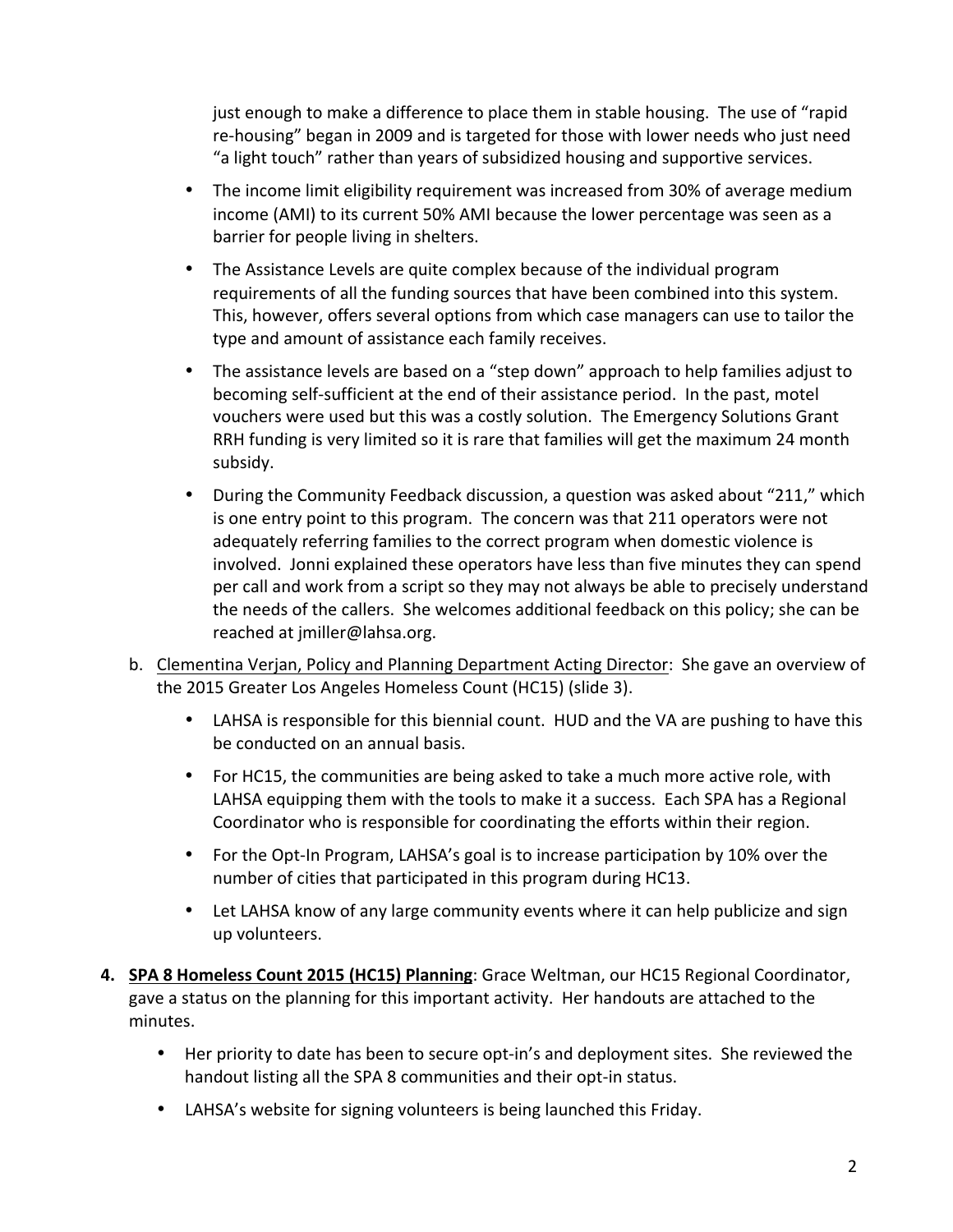just enough to make a difference to place them in stable housing. The use of "rapid re-housing" began in 2009 and is targeted for those with lower needs who just need "a light touch" rather than years of subsidized housing and supportive services.

- The income limit eligibility requirement was increased from 30% of average medium income (AMI) to its current 50% AMI because the lower percentage was seen as a barrier for people living in shelters.
- The Assistance Levels are quite complex because of the individual program requirements of all the funding sources that have been combined into this system. This, however, offers several options from which case managers can use to tailor the type and amount of assistance each family receives.
- The assistance levels are based on a "step down" approach to help families adjust to becoming self-sufficient at the end of their assistance period. In the past, motel vouchers were used but this was a costly solution. The Emergency Solutions Grant RRH funding is very limited so it is rare that families will get the maximum 24 month subsidy.
- During the Community Feedback discussion, a question was asked about "211," which is one entry point to this program. The concern was that 211 operators were not adequately referring families to the correct program when domestic violence is involved. Jonni explained these operators have less than five minutes they can spend per call and work from a script so they may not always be able to precisely understand the needs of the callers. She welcomes additional feedback on this policy; she can be reached at jmiller@lahsa.org.

b. <u>Clementina Verjan, Policy and Planning Department Acting Director</u>: She gave an overview of the 2015 Greater Los Angeles Homeless Count (HC15) (slide 3).

- LAHSA is responsible for this biennial count. HUD and the VA are pushing to have this be conducted on an annual basis.
- For HC15, the communities are being asked to take a much more active role, with LAHSA equipping them with the tools to make it a success. Each SPA has a Regional Coordinator who is responsible for coordinating the efforts within their region.
- For the Opt-In Program, LAHSA's goal is to increase participation by 10% over the number of cities that participated in this program during HC13.
- Let LAHSA know of any large community events where it can help publicize and sign up volunteers.

4. **<u>SPA 8 Homeless Count 2015 (HC15) Planning</u>**: Grace Weltman, our HC15 Regional Coordinator, gave a status on the planning for this important activity. Her handouts are attached to the minutes.

- Her priority to date has been to secure opt-in's and deployment sites. She reviewed the handout listing all the SPA 8 communities and their opt-in status.
- LAHSA's website for signing volunteers is being launched this Friday.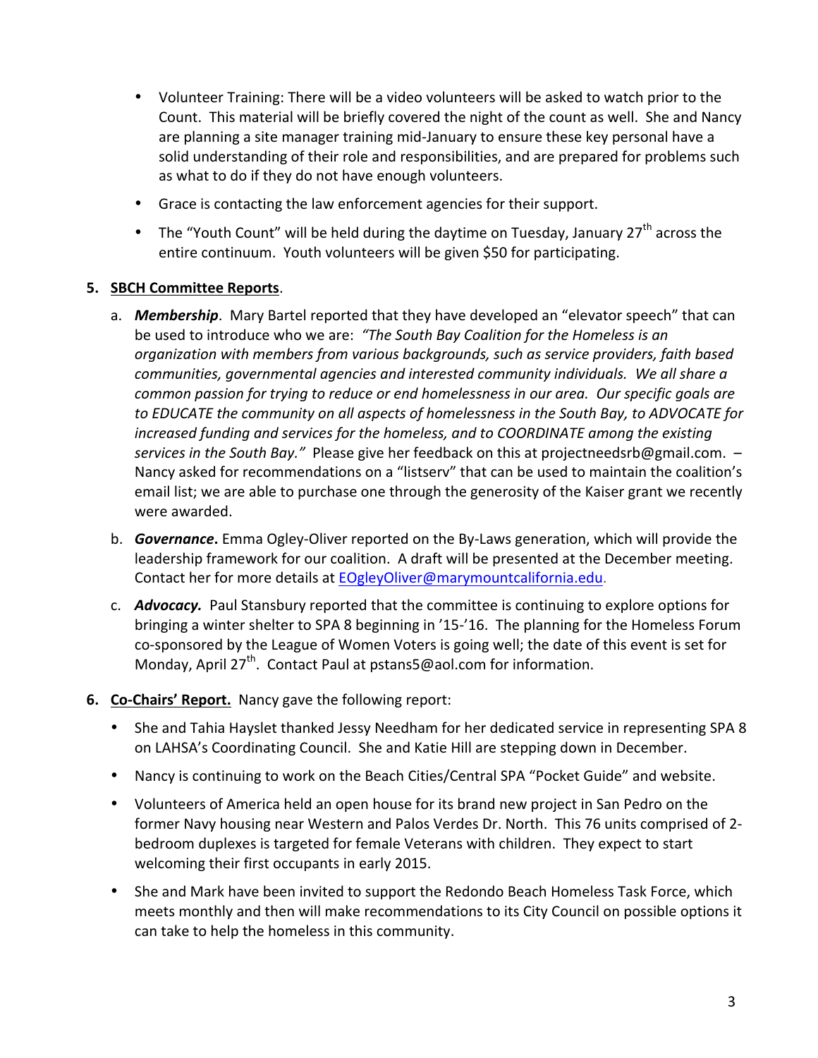- Volunteer Training: There will be a video volunteers will be asked to watch prior to the Count. This material will be briefly covered the night of the count as well. She and Nancy are planning a site manager training mid-January to ensure these key personal have a solid understanding of their role and responsibilities, and are prepared for problems such as what to do if they do not have enough volunteers.
- Grace is contacting the law enforcement agencies for their support.
- The "Youth Count" will be held during the daytime on Tuesday, January 27th across the entire continuum. Youth volunteers will be given $50 for participating.

5. **SBCH Committee Reports**.
   a. ***Membership***. Mary Bartel reported that they have developed an "elevator speech" that can be used to introduce who we are: *"The South Bay Coalition for the Homeless is an organization with members from various backgrounds, such as service providers, faith based communities, governmental agencies and interested community individuals. We all share a common passion for trying to reduce or end homelessness in our area. Our specific goals are to EDUCATE the community on all aspects of homelessness in the South Bay, to ADVOCATE for increased funding and services for the homeless, and to COORDINATE among the existing services in the South Bay."* Please give her feedback on this at projectneedsrb@gmail.com. – Nancy asked for recommendations on a "listserv" that can be used to maintain the coalition's email list; we are able to purchase one through the generosity of the Kaiser grant we recently were awarded.
   b. ***Governance***. Emma Ogley-Oliver reported on the By-Laws generation, which will provide the leadership framework for our coalition. A draft will be presented at the December meeting. Contact her for more details at EOgleyOliver@marymountcalifornia.edu.
   c. ***Advocacy.*** Paul Stansbury reported that the committee is continuing to explore options for bringing a winter shelter to SPA 8 beginning in '15-'16. The planning for the Homeless Forum co-sponsored by the League of Women Voters is going well; the date of this event is set for Monday, April 27th. Contact Paul at pstans5@aol.com for information.

6. **Co-Chairs' Report.** Nancy gave the following report:
   - She and Tahia Hayslet thanked Jessy Needham for her dedicated service in representing SPA 8 on LAHSA's Coordinating Council. She and Katie Hill are stepping down in December.
   - Nancy is continuing to work on the Beach Cities/Central SPA "Pocket Guide" and website.
   - Volunteers of America held an open house for its brand new project in San Pedro on the former Navy housing near Western and Palos Verdes Dr. North. This 76 units comprised of 2-bedroom duplexes is targeted for female Veterans with children. They expect to start welcoming their first occupants in early 2015.
   - She and Mark have been invited to support the Redondo Beach Homeless Task Force, which meets monthly and then will make recommendations to its City Council on possible options it can take to help the homeless in this community.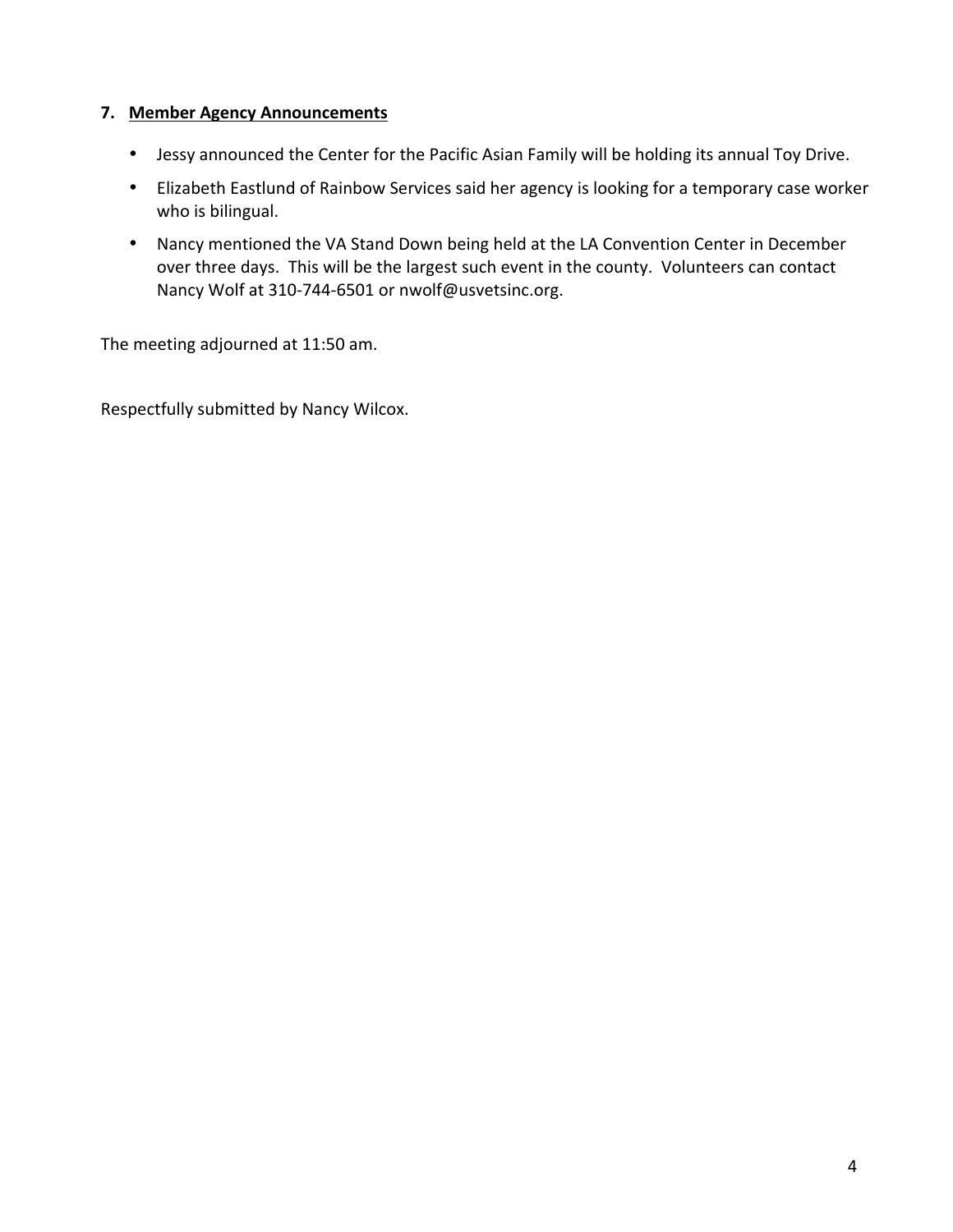**7. Member Agency Announcements**

- Jessy announced the Center for the Pacific Asian Family will be holding its annual Toy Drive.
- Elizabeth Eastlund of Rainbow Services said her agency is looking for a temporary case worker who is bilingual.
- Nancy mentioned the VA Stand Down being held at the LA Convention Center in December over three days. This will be the largest such event in the county. Volunteers can contact Nancy Wolf at 310-744-6501 or nwolf@usvetsinc.org.

The meeting adjourned at 11:50 am.

Respectfully submitted by Nancy Wilcox.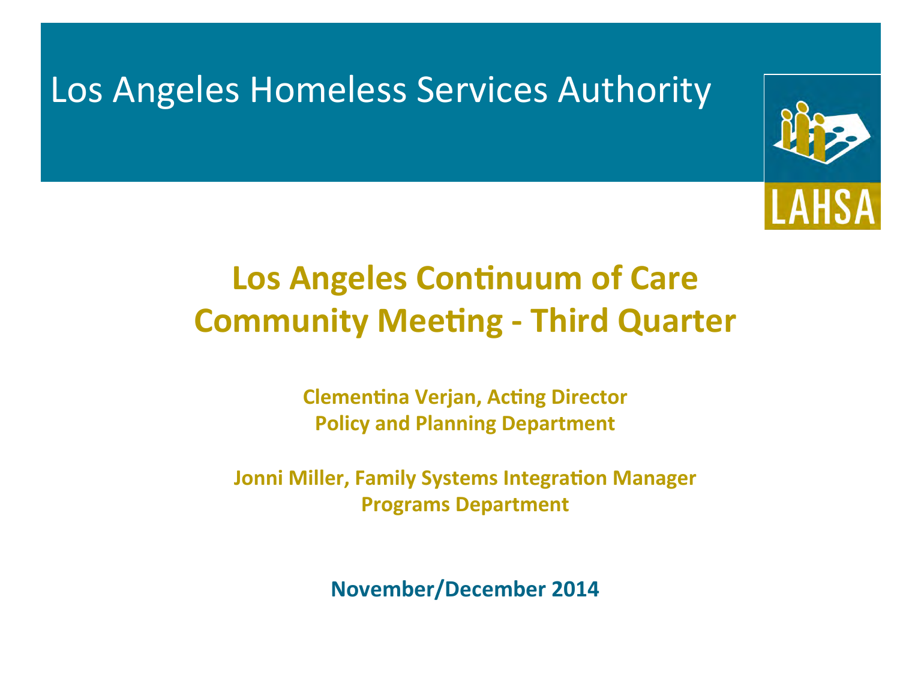# Los Angeles Homeless Services Authority

LAHSA

## Los Angeles Continuum of Care Community Meeting - Third Quarter

**Clementina Verjan, Acting Director**
**Policy and Planning Department**

**Jonni Miller, Family Systems Integration Manager**
**Programs Department**

**November/December 2014**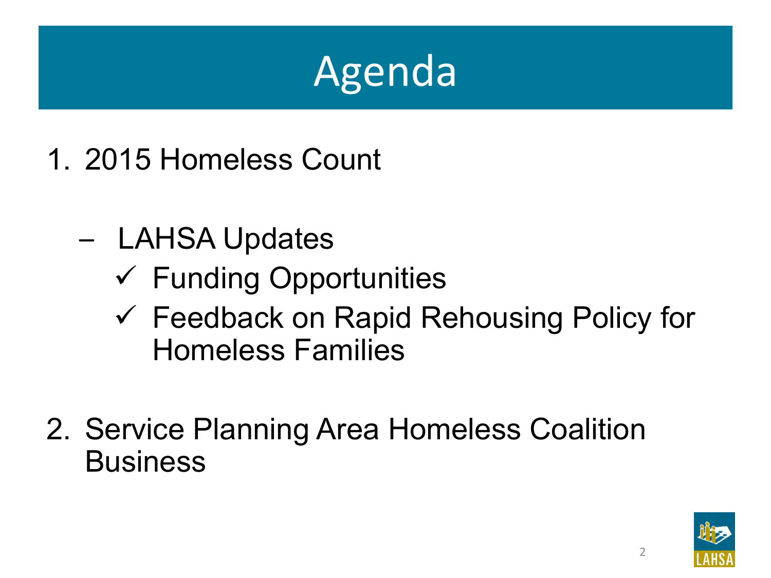# Agenda

1. 2015 Homeless Count

   – LAHSA Updates
     - ✓ Funding Opportunities
     - ✓ Feedback on Rapid Rehousing Policy for Homeless Families

2. Service Planning Area Homeless Coalition Business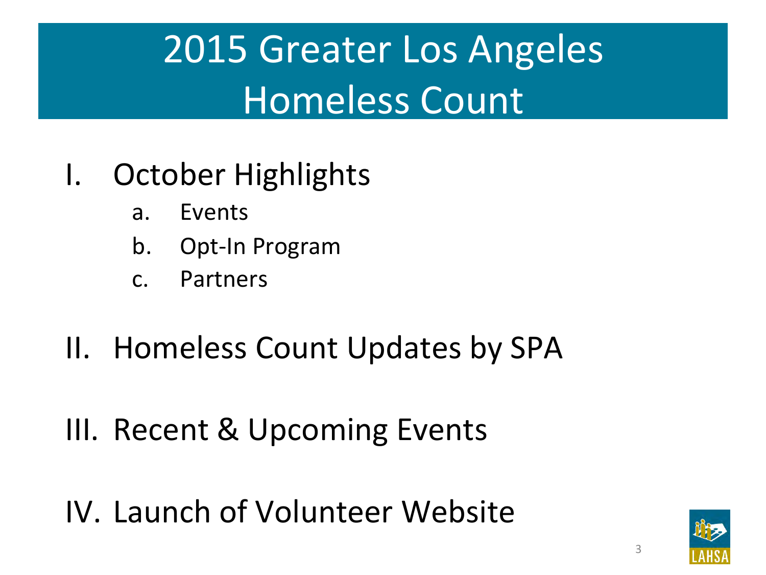# 2015 Greater Los Angeles Homeless Count

I. October Highlights
   a. Events
   b. Opt-In Program
   c. Partners

II. Homeless Count Updates by SPA

III. Recent & Upcoming Events

IV. Launch of Volunteer Website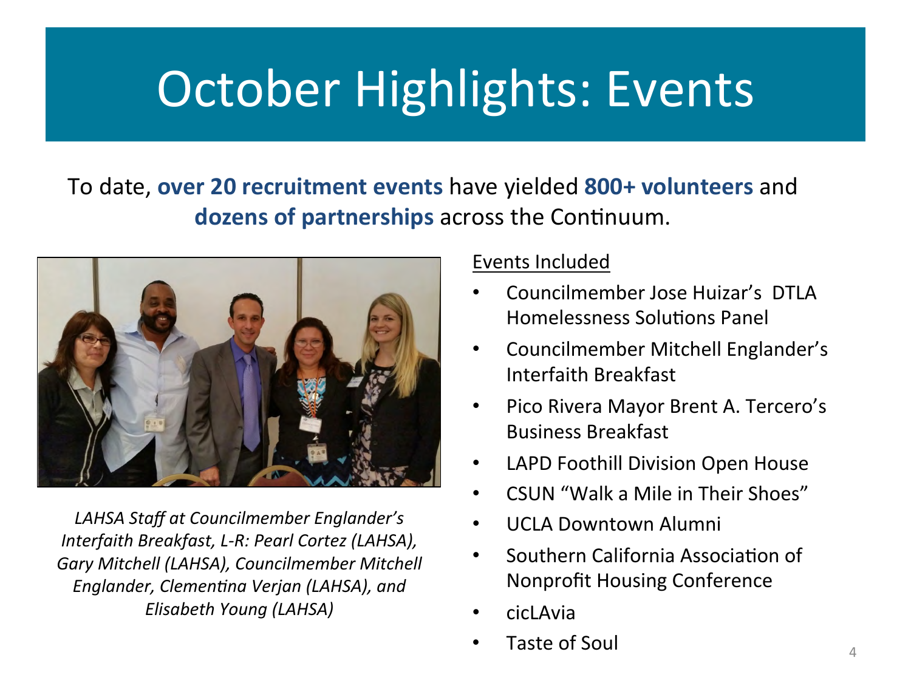# October Highlights: Events

To date, **over 20 recruitment events** have yielded **800+ volunteers** and **dozens of partnerships** across the Continuum.

*LAHSA Staff at Councilmember Englander's Interfaith Breakfast, L-R: Pearl Cortez (LAHSA), Gary Mitchell (LAHSA), Councilmember Mitchell Englander, Clementina Verjan (LAHSA), and Elisabeth Young (LAHSA)*

Events Included

- Councilmember Jose Huizar's DTLA Homelessness Solutions Panel
- Councilmember Mitchell Englander's Interfaith Breakfast
- Pico Rivera Mayor Brent A. Tercero's Business Breakfast
- LAPD Foothill Division Open House
- CSUN "Walk a Mile in Their Shoes"
- UCLA Downtown Alumni
- Southern California Association of Nonprofit Housing Conference
- cicLAvia
- Taste of Soul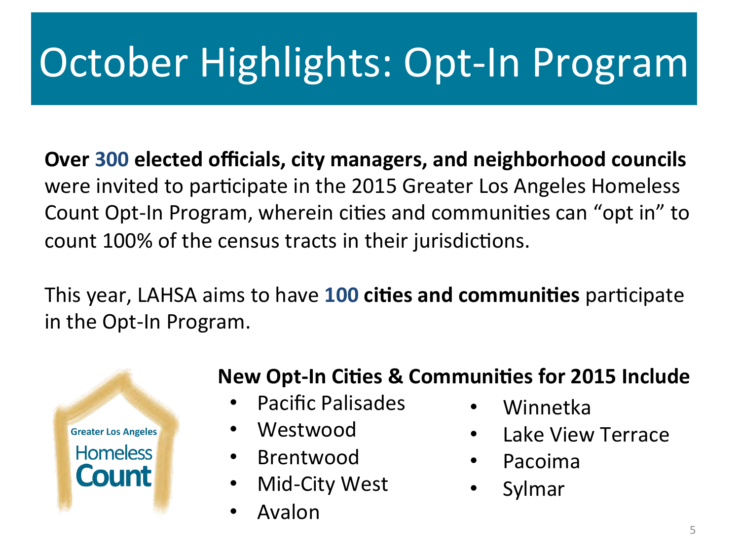# October Highlights: Opt-In Program

**Over 300 elected officials, city managers, and neighborhood councils** were invited to participate in the 2015 Greater Los Angeles Homeless Count Opt-In Program, wherein cities and communities can "opt in" to count 100% of the census tracts in their jurisdictions.

This year, LAHSA aims to have **100 cities and communities** participate in the Opt-In Program.

Greater Los Angeles Homeless Count

**New Opt-In Cities & Communities for 2015 Include**

- Pacific Palisades
- Westwood
- Brentwood
- Mid-City West
- Avalon
- Winnetka
- Lake View Terrace
- Pacoima
- Sylmar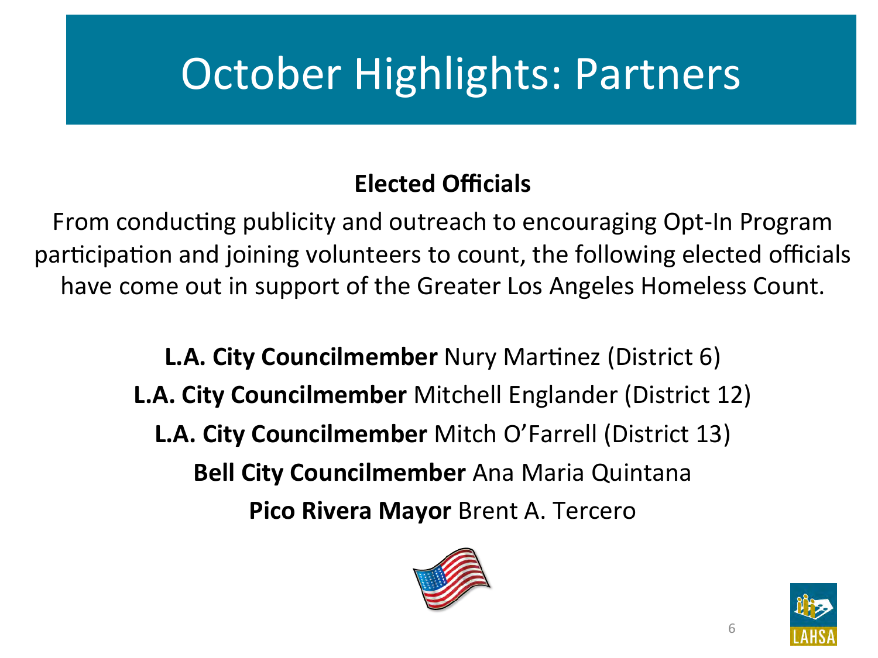# October Highlights: Partners

**Elected Officials**

From conducting publicity and outreach to encouraging Opt-In Program participation and joining volunteers to count, the following elected officials have come out in support of the Greater Los Angeles Homeless Count.

**L.A. City Councilmember** Nury Martinez (District 6)

**L.A. City Councilmember** Mitchell Englander (District 12)

**L.A. City Councilmember** Mitch O'Farrell (District 13)

**Bell City Councilmember** Ana Maria Quintana

**Pico Rivera Mayor** Brent A. Tercero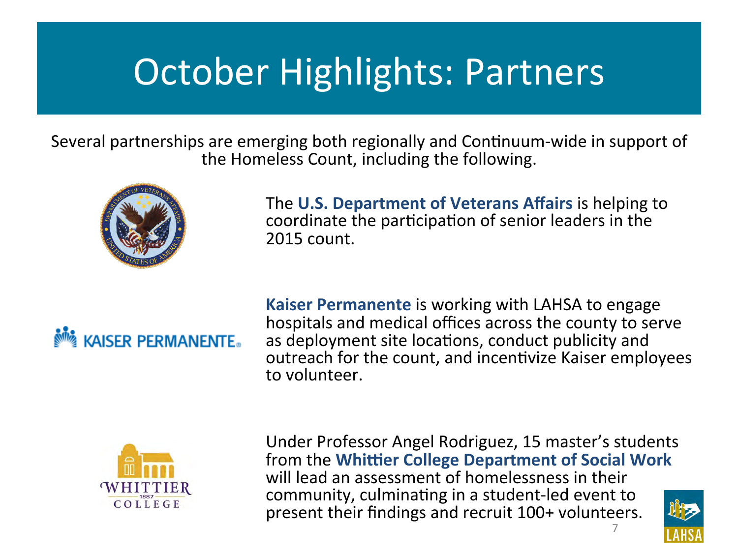# October Highlights: Partners

Several partnerships are emerging both regionally and Continuum-wide in support of the Homeless Count, including the following.

The **U.S. Department of Veterans Affairs** is helping to coordinate the participation of senior leaders in the 2015 count.

**Kaiser Permanente** is working with LAHSA to engage hospitals and medical offices across the county to serve as deployment site locations, conduct publicity and outreach for the count, and incentivize Kaiser employees to volunteer.

Under Professor Angel Rodriguez, 15 master's students from the **Whittier College Department of Social Work** will lead an assessment of homelessness in their community, culminating in a student-led event to present their findings and recruit 100+ volunteers.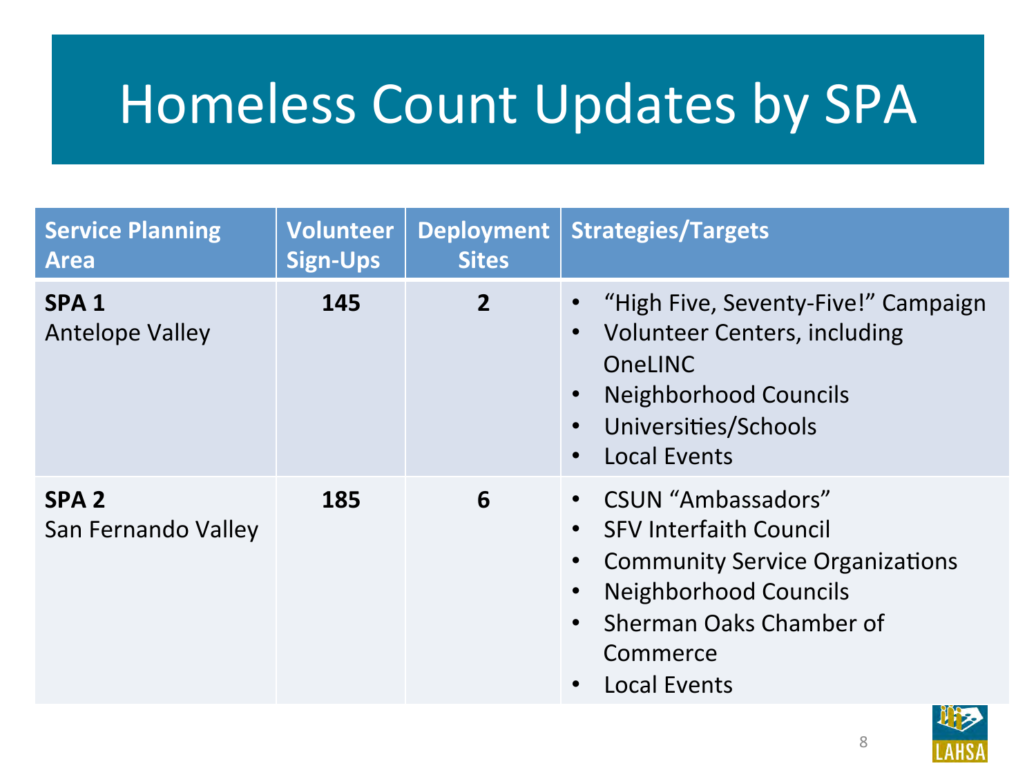# Homeless Count Updates by SPA

| Service Planning Area | Volunteer Sign-Ups | Deployment Sites | Strategies/Targets |
|---|---|---|---|
| **SPA 1** Antelope Valley | **145** | **2** | • “High Five, Seventy-Five!” Campaign<br>• Volunteer Centers, including OneLINC<br>• Neighborhood Councils<br>• Universities/Schools<br>• Local Events |
| **SPA 2** San Fernando Valley | **185** | **6** | • CSUN “Ambassadors”<br>• SFV Interfaith Council<br>• Community Service Organizations<br>• Neighborhood Councils<br>• Sherman Oaks Chamber of Commerce<br>• Local Events |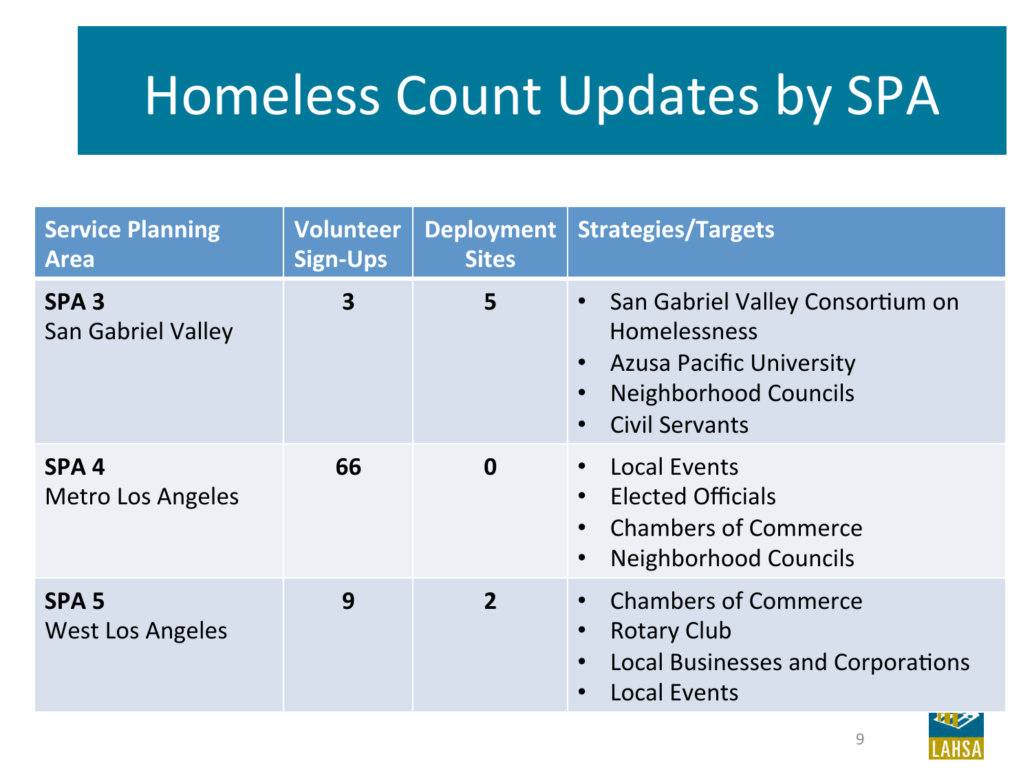# Homeless Count Updates by SPA

| Service Planning Area | Volunteer Sign-Ups | Deployment Sites | Strategies/Targets |
|---|---|---|---|
| **SPA 3**<br>San Gabriel Valley | **3** | **5** | • San Gabriel Valley Consortium on Homelessness<br>• Azusa Pacific University<br>• Neighborhood Councils<br>• Civil Servants |
| **SPA 4**<br>Metro Los Angeles | **66** | **0** | • Local Events<br>• Elected Officials<br>• Chambers of Commerce<br>• Neighborhood Councils |
| **SPA 5**<br>West Los Angeles | **9** | **2** | • Chambers of Commerce<br>• Rotary Club<br>• Local Businesses and Corporations<br>• Local Events |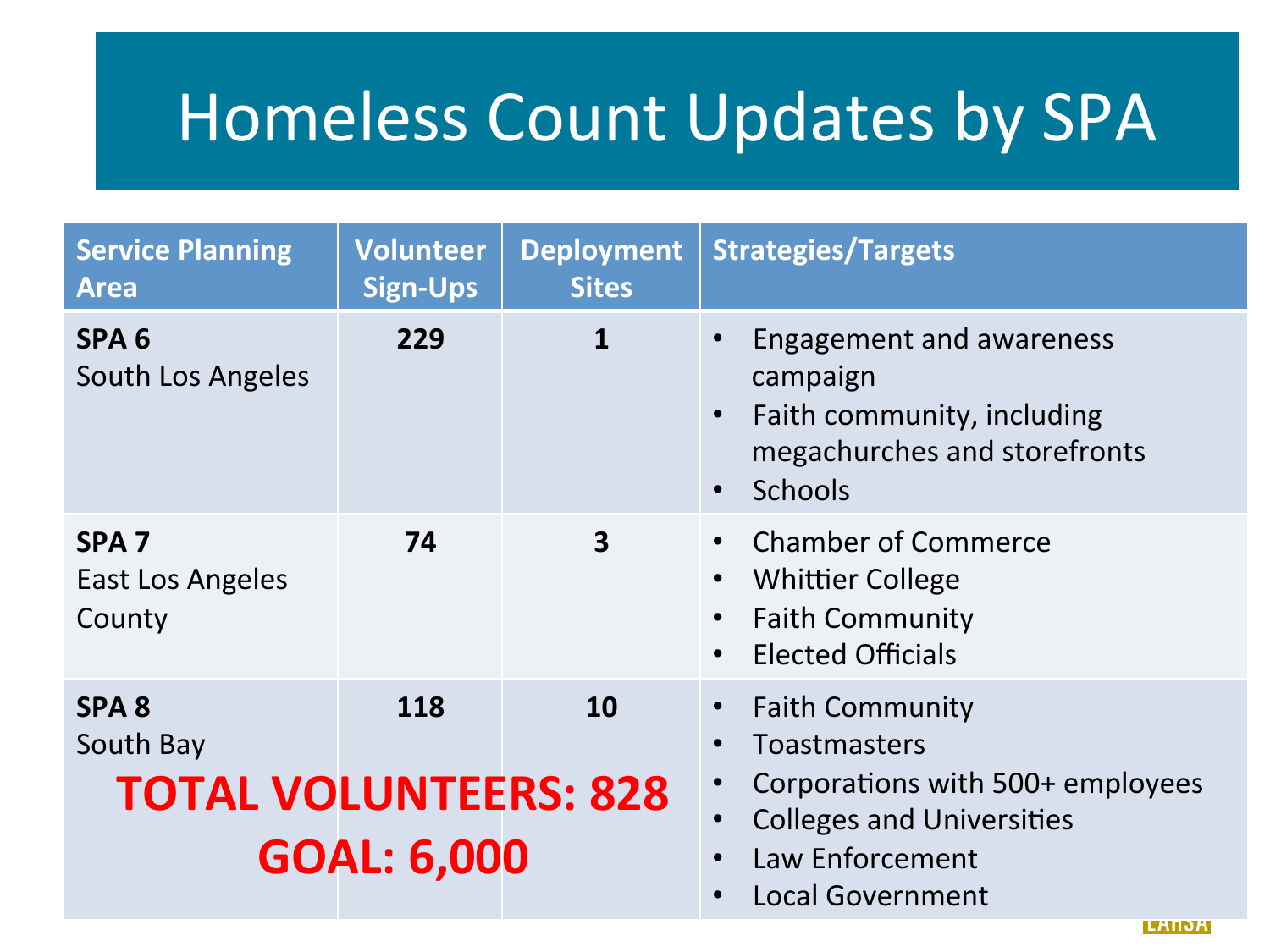# Homeless Count Updates by SPA

| Service Planning Area | Volunteer Sign-Ups | Deployment Sites | Strategies/Targets |
| --- | --- | --- | --- |
| **SPA 6** South Los Angeles | **229** | **1** | • Engagement and awareness campaign<br>• Faith community, including megachurches and storefronts<br>• Schools |
| **SPA 7** East Los Angeles County | **74** | **3** | • Chamber of Commerce<br>• Whittier College<br>• Faith Community<br>• Elected Officials |
| **SPA 8** South Bay | **118** | **10** | • Faith Community<br>• Toastmasters<br>• Corporations with 500+ employees<br>• Colleges and Universities<br>• Law Enforcement<br>• Local Government |

**TOTAL VOLUNTEERS: 828**

**GOAL: 6,000**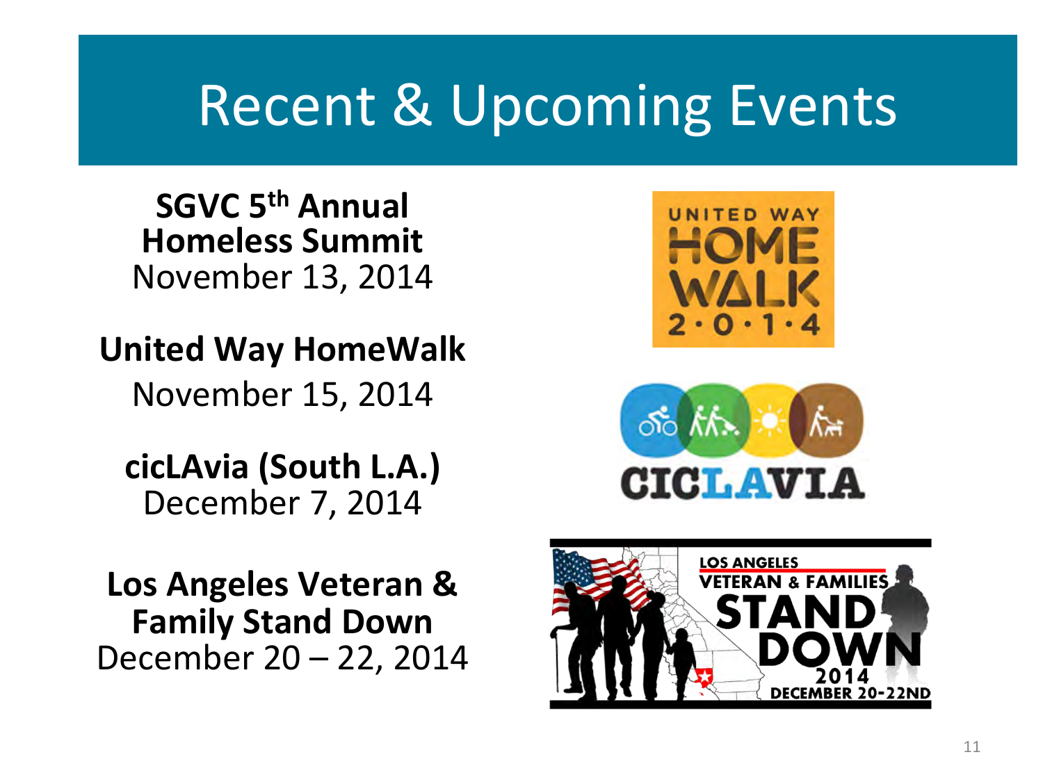# Recent & Upcoming Events

**SGVC 5th Annual Homeless Summit**
November 13, 2014

**United Way HomeWalk**
November 15, 2014

**cicLAvia (South L.A.)**
December 7, 2014

**Los Angeles Veteran & Family Stand Down**
December 20 – 22, 2014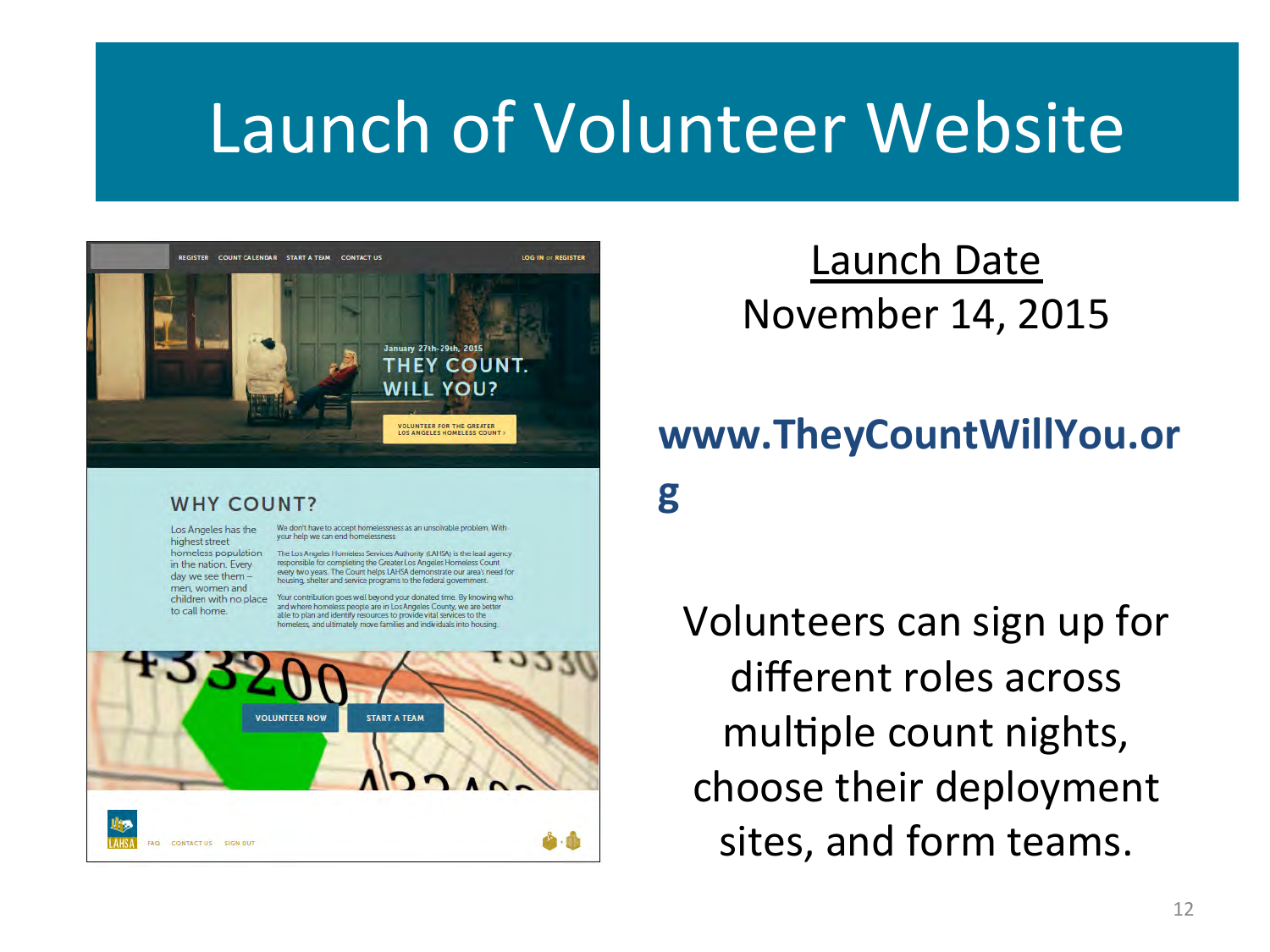# Launch of Volunteer Website

Launch Date
November 14, 2015

**www.TheyCountWillYou.org**

Volunteers can sign up for different roles across multiple count nights, choose their deployment sites, and form teams.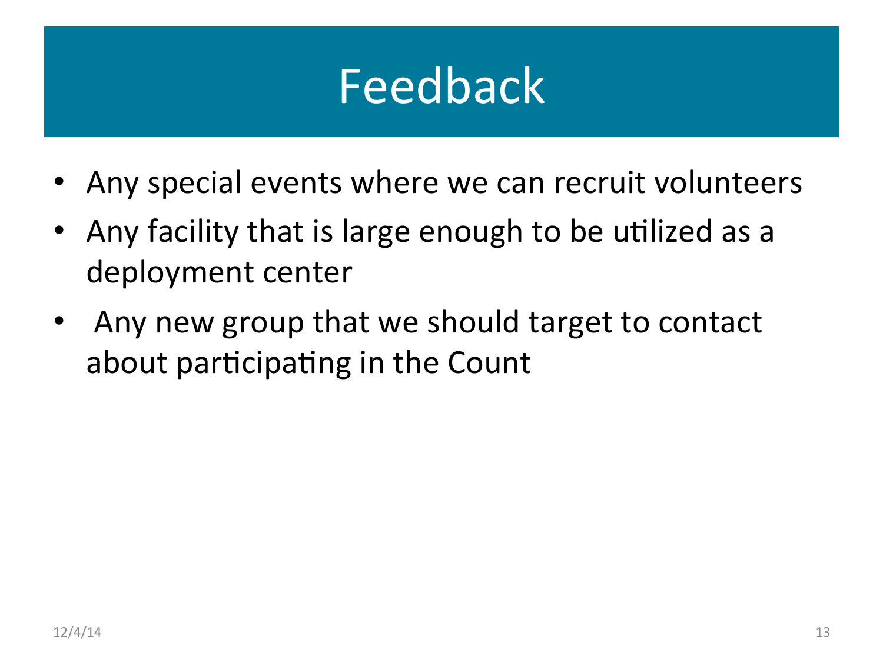# Feedback

- Any special events where we can recruit volunteers
- Any facility that is large enough to be utilized as a deployment center
- Any new group that we should target to contact about participating in the Count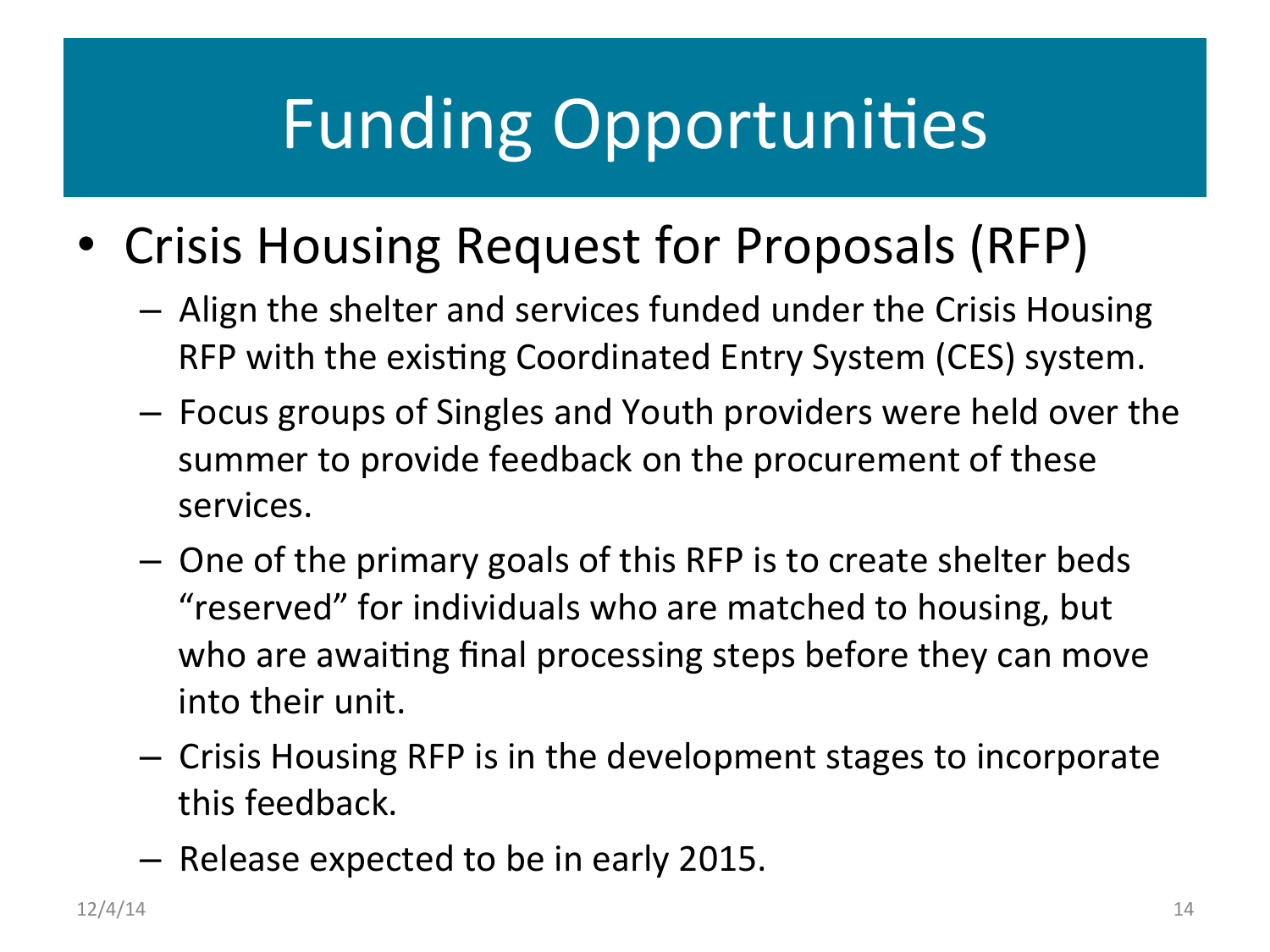# Funding Opportunities

- Crisis Housing Request for Proposals (RFP)
  - Align the shelter and services funded under the Crisis Housing RFP with the existing Coordinated Entry System (CES) system.
  - Focus groups of Singles and Youth providers were held over the summer to provide feedback on the procurement of these services.
  - One of the primary goals of this RFP is to create shelter beds "reserved" for individuals who are matched to housing, but who are awaiting final processing steps before they can move into their unit.
  - Crisis Housing RFP is in the development stages to incorporate this feedback.
  - Release expected to be in early 2015.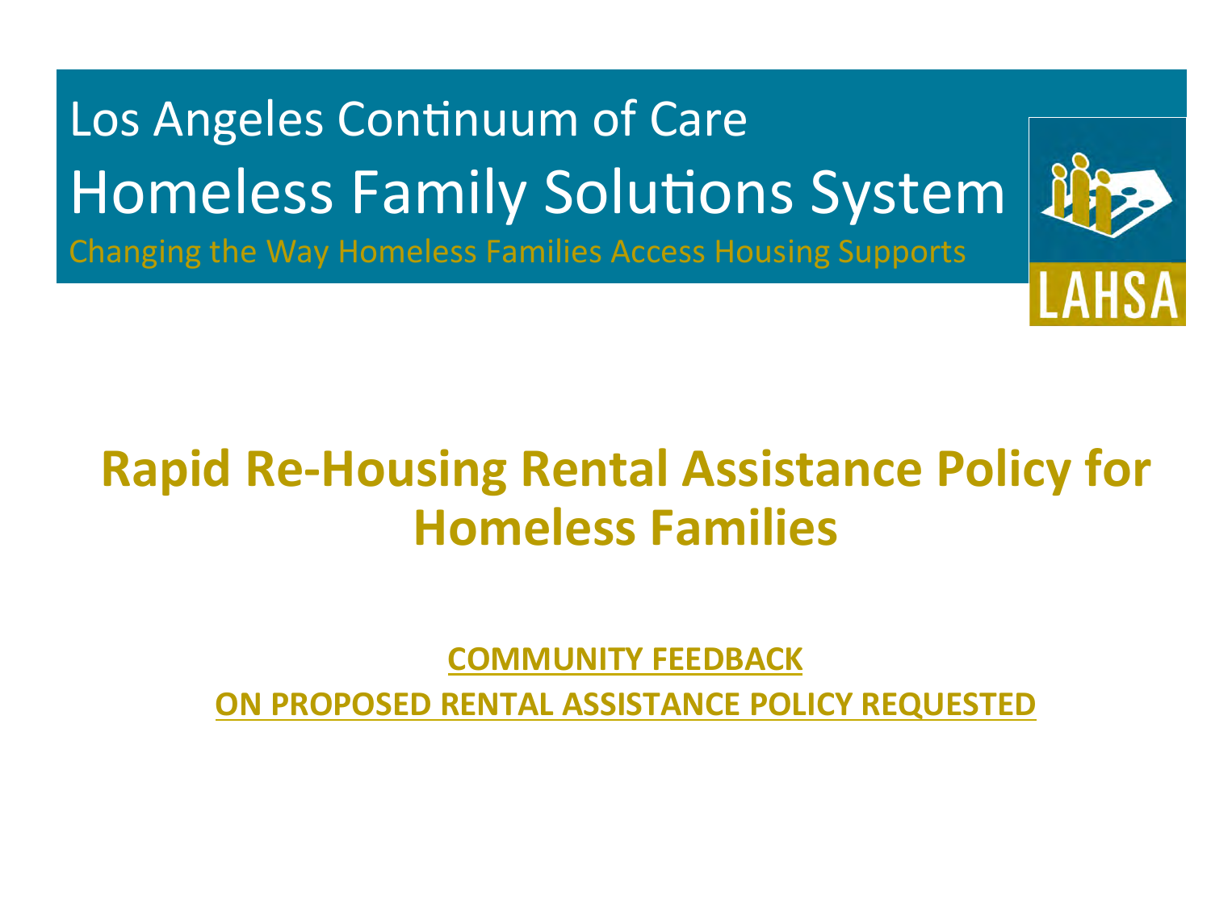Los Angeles Continuum of Care

# Homeless Family Solutions System

Changing the Way Homeless Families Access Housing Supports

LAHSA

## Rapid Re-Housing Rental Assistance Policy for Homeless Families

**COMMUNITY FEEDBACK**

**ON PROPOSED RENTAL ASSISTANCE POLICY REQUESTED**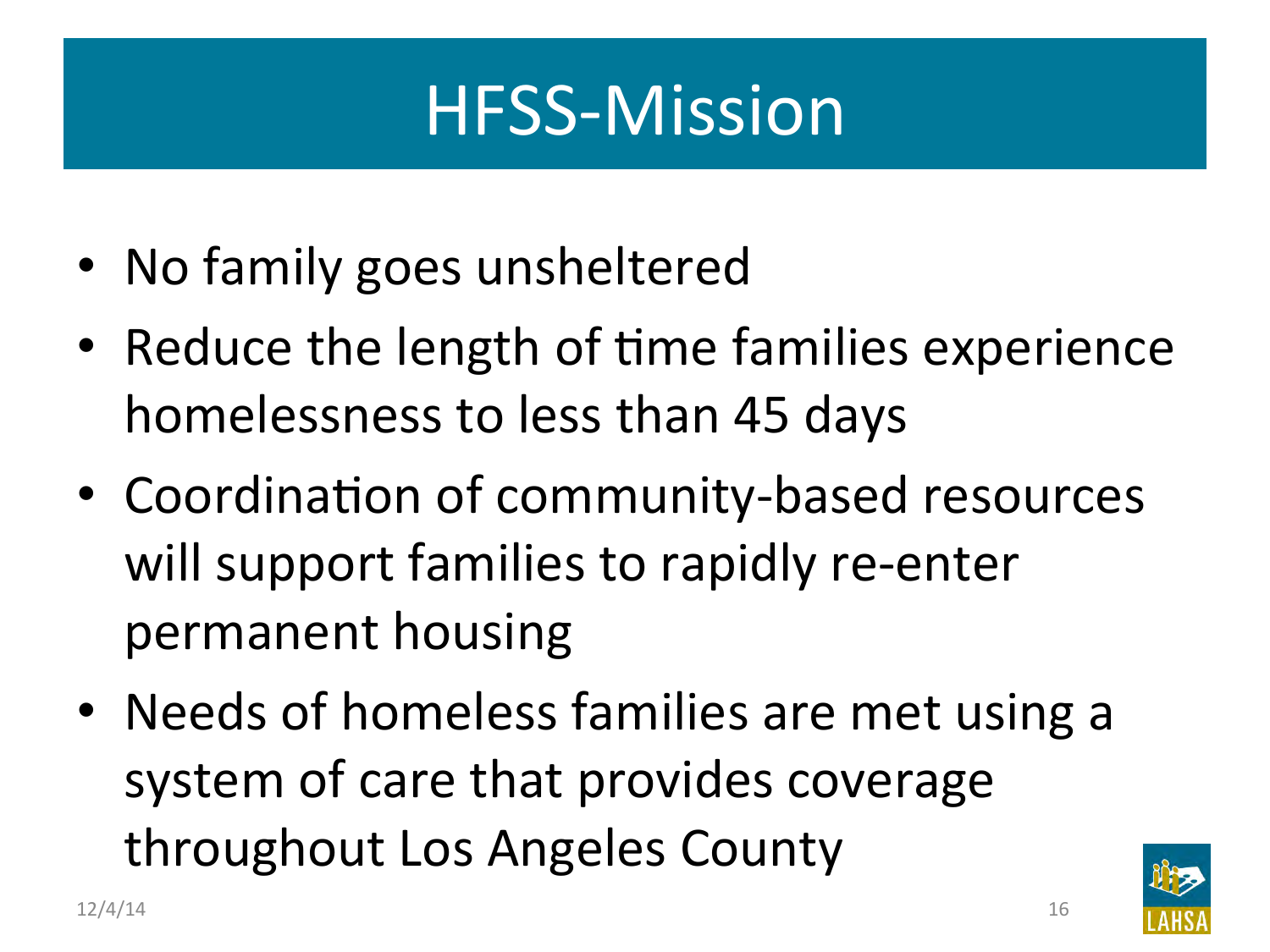# HFSS-Mission

- No family goes unsheltered
- Reduce the length of time families experience homelessness to less than 45 days
- Coordination of community-based resources will support families to rapidly re-enter permanent housing
- Needs of homeless families are met using a system of care that provides coverage throughout Los Angeles County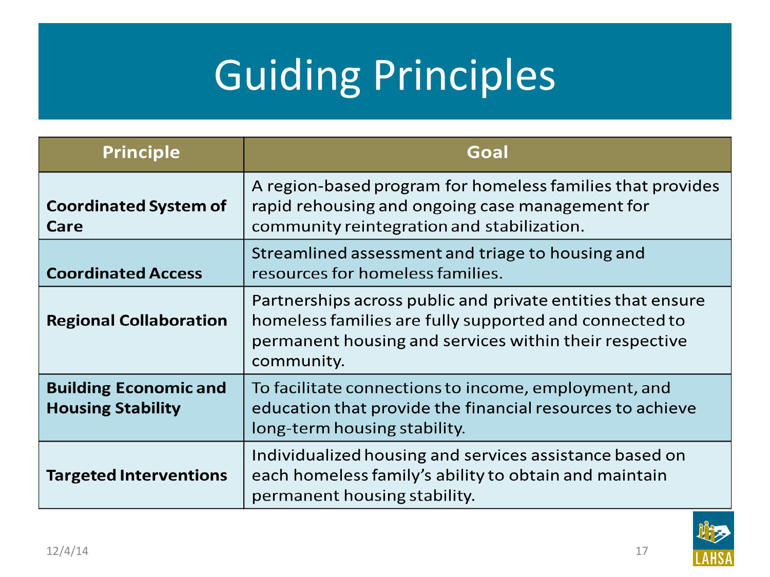# Guiding Principles

| Principle | Goal |
| --- | --- |
| **Coordinated System of Care** | A region-based program for homeless families that provides rapid rehousing and ongoing case management for community reintegration and stabilization. |
| **Coordinated Access** | Streamlined assessment and triage to housing and resources for homeless families. |
| **Regional Collaboration** | Partnerships across public and private entities that ensure homeless families are fully supported and connected to permanent housing and services within their respective community. |
| **Building Economic and Housing Stability** | To facilitate connections to income, employment, and education that provide the financial resources to achieve long-term housing stability. |
| **Targeted Interventions** | Individualized housing and services assistance based on each homeless family's ability to obtain and maintain permanent housing stability. |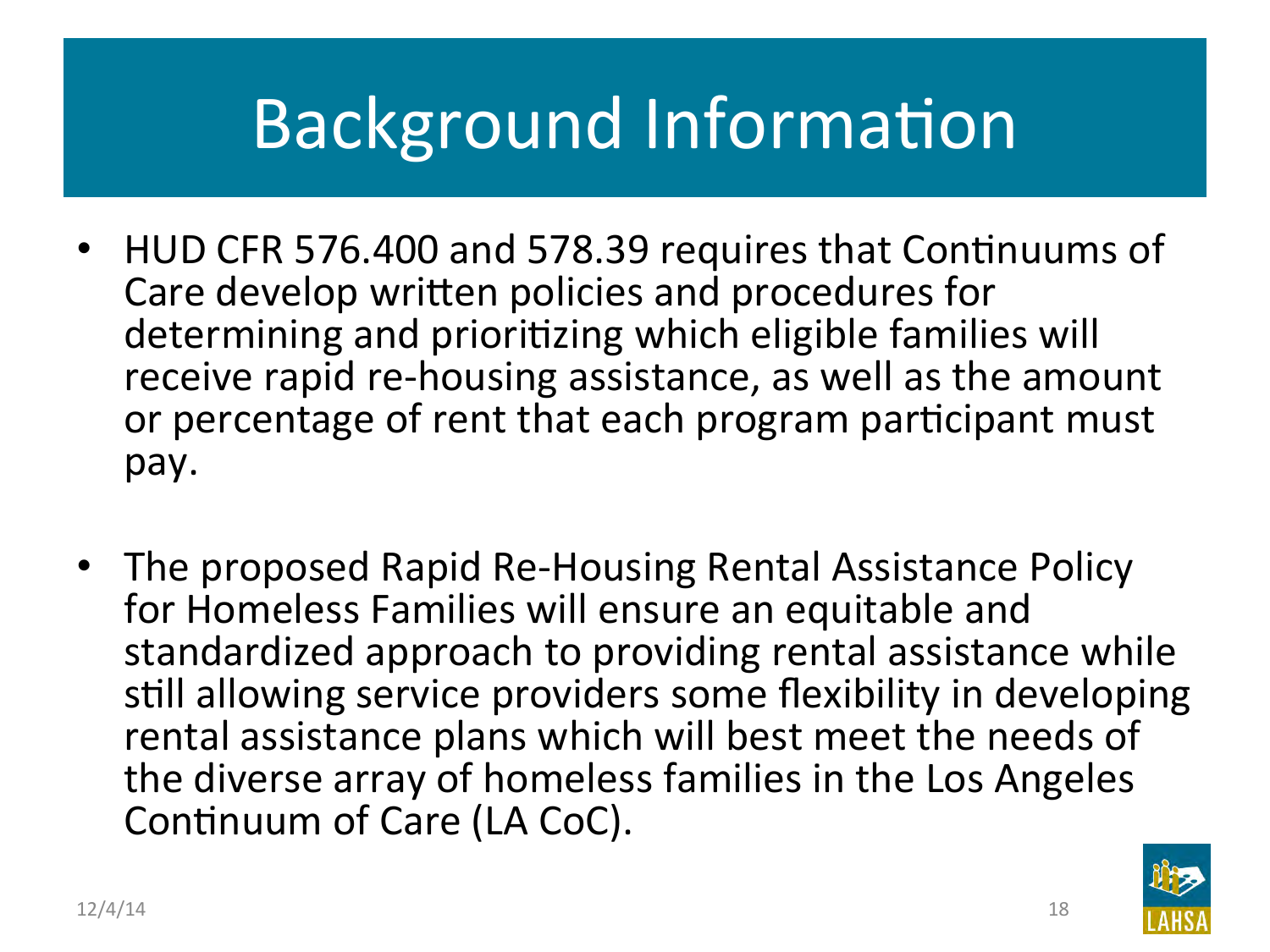# Background Information

- HUD CFR 576.400 and 578.39 requires that Continuums of Care develop written policies and procedures for determining and prioritizing which eligible families will receive rapid re-housing assistance, as well as the amount or percentage of rent that each program participant must pay.

- The proposed Rapid Re-Housing Rental Assistance Policy for Homeless Families will ensure an equitable and standardized approach to providing rental assistance while still allowing service providers some flexibility in developing rental assistance plans which will best meet the needs of the diverse array of homeless families in the Los Angeles Continuum of Care (LA CoC).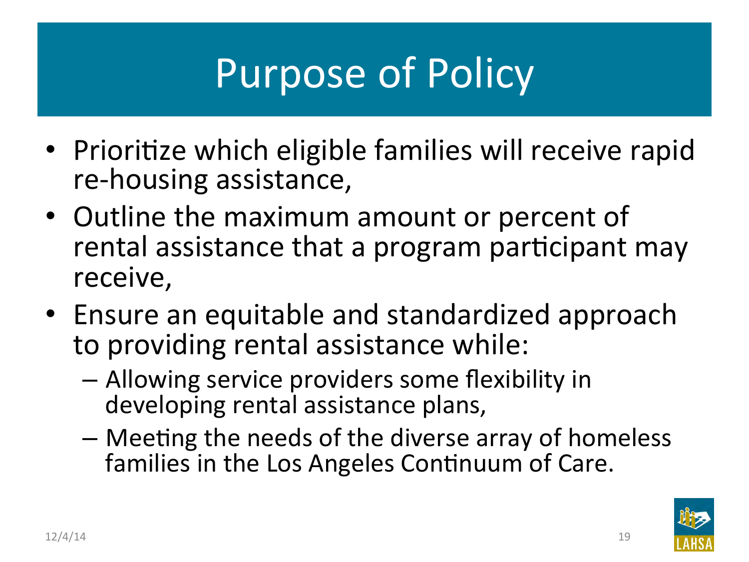# Purpose of Policy

- Prioritize which eligible families will receive rapid re-housing assistance,
- Outline the maximum amount or percent of rental assistance that a program participant may receive,
- Ensure an equitable and standardized approach to providing rental assistance while:
  - Allowing service providers some flexibility in developing rental assistance plans,
  - Meeting the needs of the diverse array of homeless families in the Los Angeles Continuum of Care.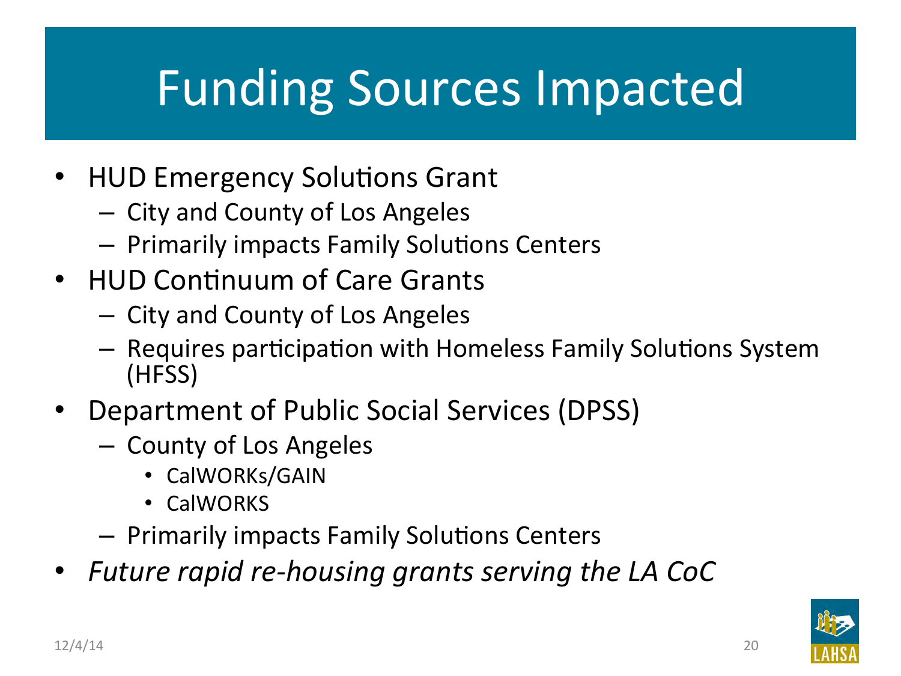# Funding Sources Impacted

- HUD Emergency Solutions Grant
  - City and County of Los Angeles
  - Primarily impacts Family Solutions Centers
- HUD Continuum of Care Grants
  - City and County of Los Angeles
  - Requires participation with Homeless Family Solutions System (HFSS)
- Department of Public Social Services (DPSS)
  - County of Los Angeles
    - CalWORKs/GAIN
    - CalWORKS
  - Primarily impacts Family Solutions Centers
- *Future rapid re-housing grants serving the LA CoC*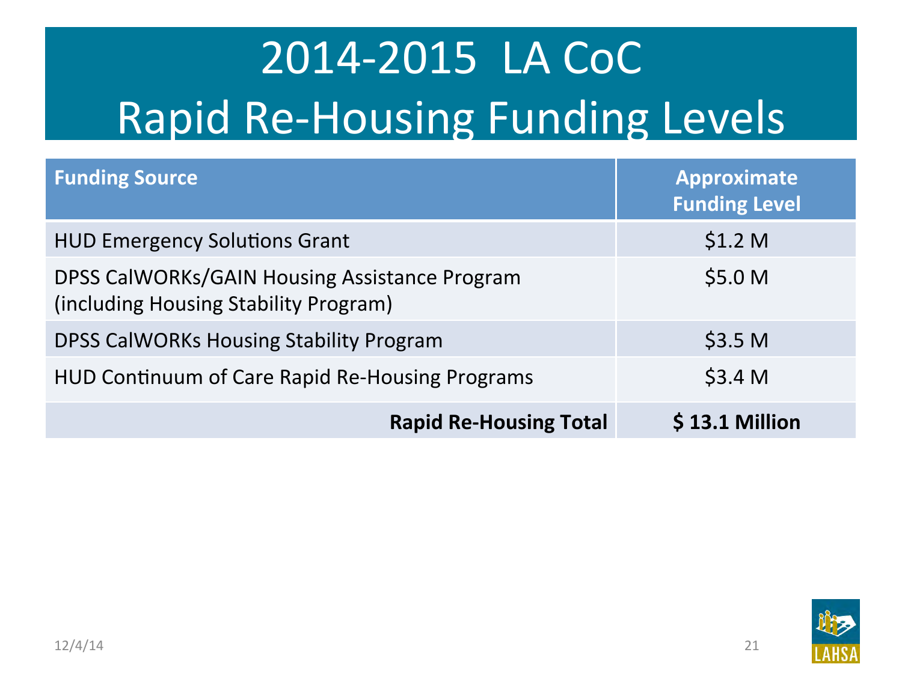# 2014-2015 LA CoC Rapid Re-Housing Funding Levels

| Funding Source | Approximate Funding Level |
|---|---|
| HUD Emergency Solutions Grant | $1.2 M |
| DPSS CalWORKs/GAIN Housing Assistance Program (including Housing Stability Program) | $5.0 M |
| DPSS CalWORKs Housing Stability Program | $3.5 M |
| HUD Continuum of Care Rapid Re-Housing Programs | $3.4 M |
| **Rapid Re-Housing Total** | **$ 13.1 Million** |

12/4/14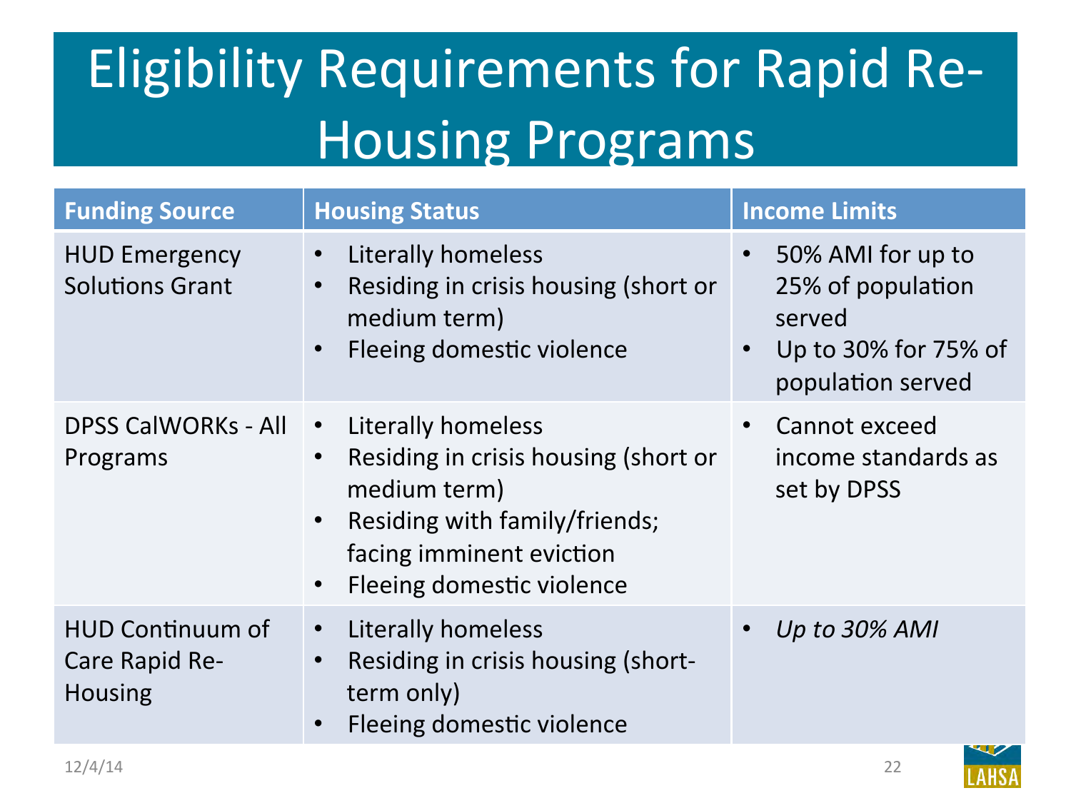# Eligibility Requirements for Rapid Re-Housing Programs

| Funding Source | Housing Status | Income Limits |
|---|---|---|
| HUD Emergency Solutions Grant | • Literally homeless<br>• Residing in crisis housing (short or medium term)<br>• Fleeing domestic violence | • 50% AMI for up to 25% of population served<br>• Up to 30% for 75% of population served |
| DPSS CalWORKs - All Programs | • Literally homeless<br>• Residing in crisis housing (short or medium term)<br>• Residing with family/friends; facing imminent eviction<br>• Fleeing domestic violence | • Cannot exceed income standards as set by DPSS |
| HUD Continuum of Care Rapid Re-Housing | • Literally homeless<br>• Residing in crisis housing (short-term only)<br>• Fleeing domestic violence | • *Up to 30% AMI* |

12/4/14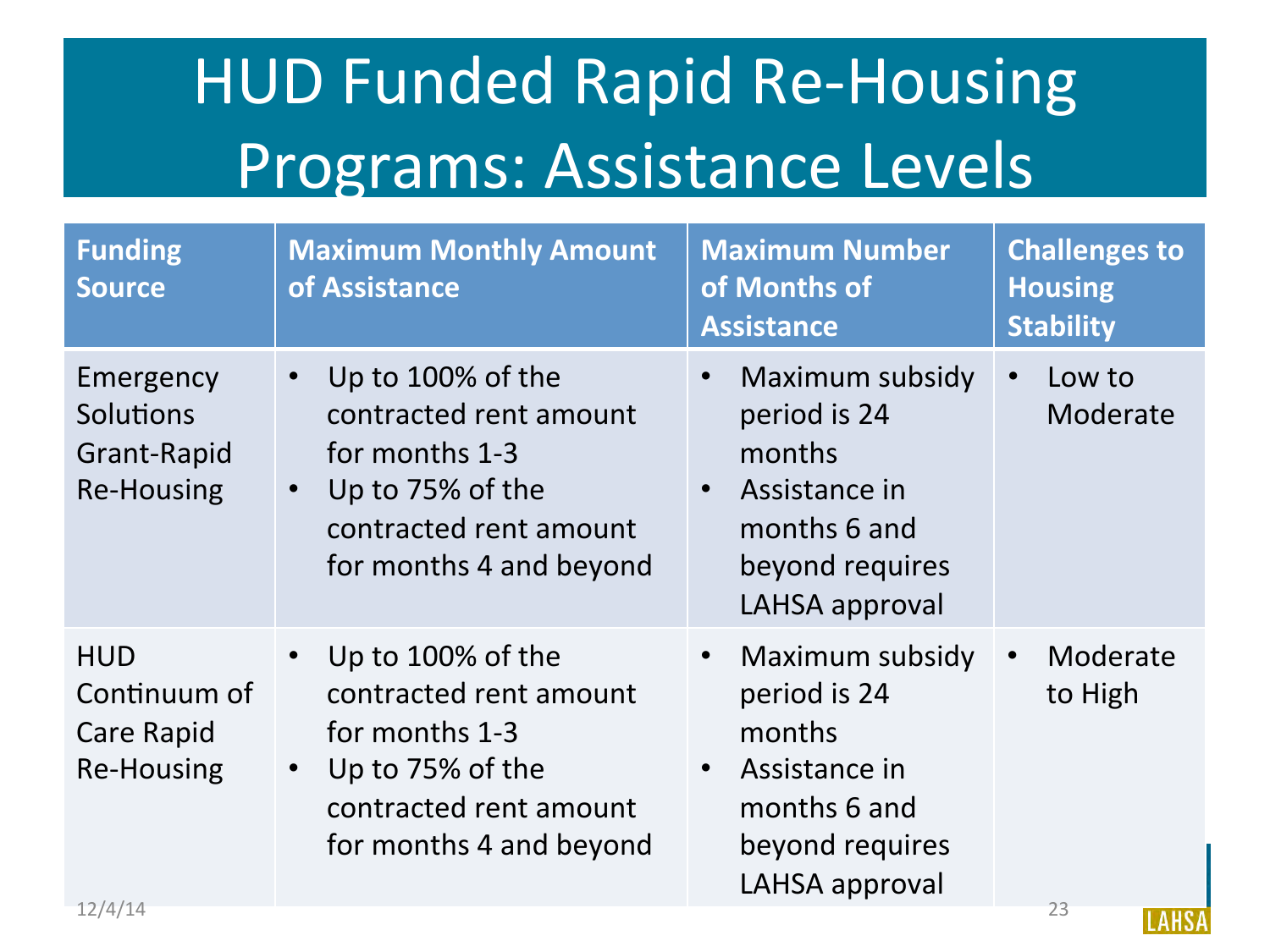# HUD Funded Rapid Re-Housing Programs: Assistance Levels

| Funding Source | Maximum Monthly Amount of Assistance | Maximum Number of Months of Assistance | Challenges to Housing Stability |
|---|---|---|---|
| Emergency Solutions Grant-Rapid Re-Housing | • Up to 100% of the contracted rent amount for months 1-3<br>• Up to 75% of the contracted rent amount for months 4 and beyond | • Maximum subsidy period is 24 months<br>• Assistance in months 6 and beyond requires LAHSA approval | • Low to Moderate |
| HUD Continuum of Care Rapid Re-Housing | • Up to 100% of the contracted rent amount for months 1-3<br>• Up to 75% of the contracted rent amount for months 4 and beyond | • Maximum subsidy period is 24 months<br>• Assistance in months 6 and beyond requires LAHSA approval | • Moderate to High |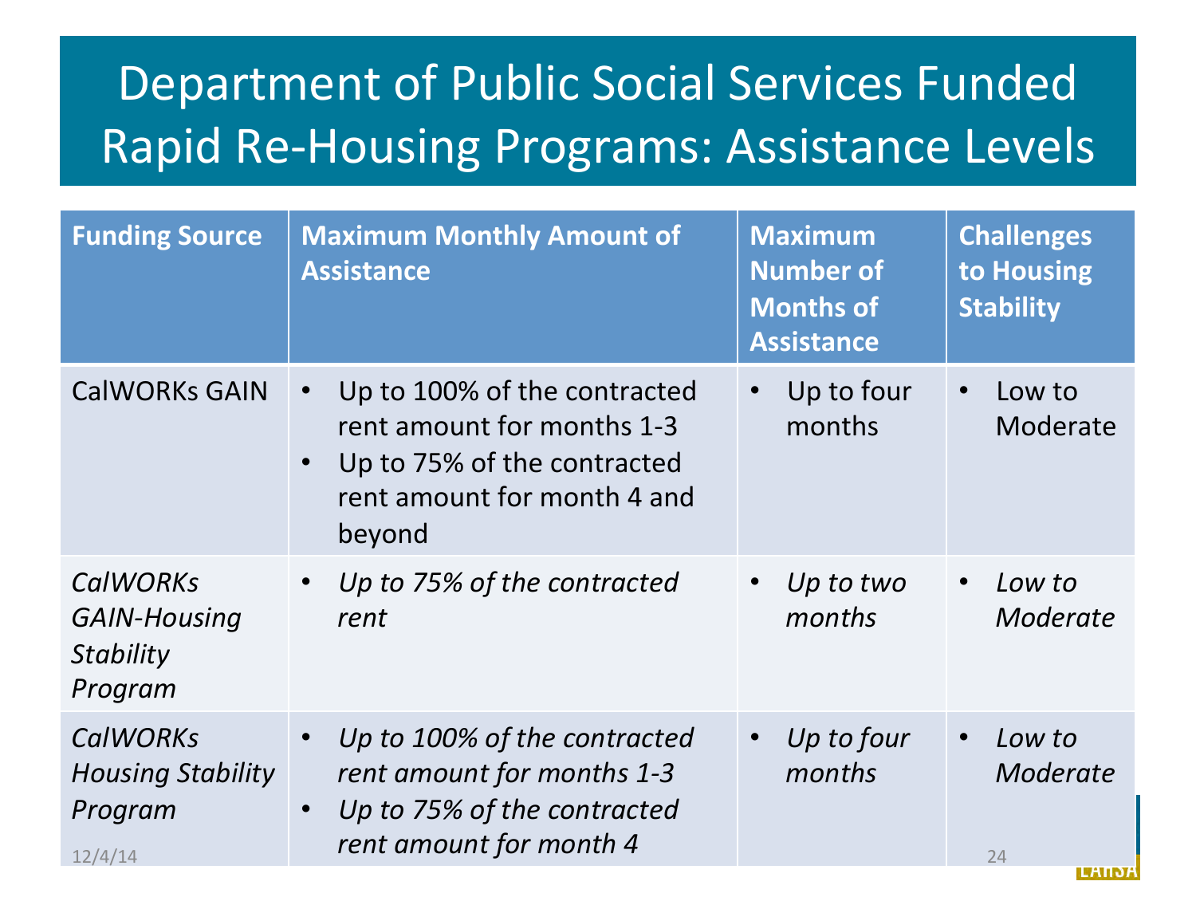# Department of Public Social Services Funded Rapid Re-Housing Programs: Assistance Levels

| Funding Source | Maximum Monthly Amount of Assistance | Maximum Number of Months of Assistance | Challenges to Housing Stability |
|---|---|---|---|
| CalWORKs GAIN | • Up to 100% of the contracted rent amount for months 1-3<br>• Up to 75% of the contracted rent amount for month 4 and beyond | • Up to four months | • Low to Moderate |
| *CalWORKs GAIN-Housing Stability Program* | • *Up to 75% of the contracted rent* | • *Up to two months* | • *Low to Moderate* |
| *CalWORKs Housing Stability Program* | • *Up to 100% of the contracted rent amount for months 1-3*<br>• *Up to 75% of the contracted rent amount for month 4* | • *Up to four months* | • *Low to Moderate* |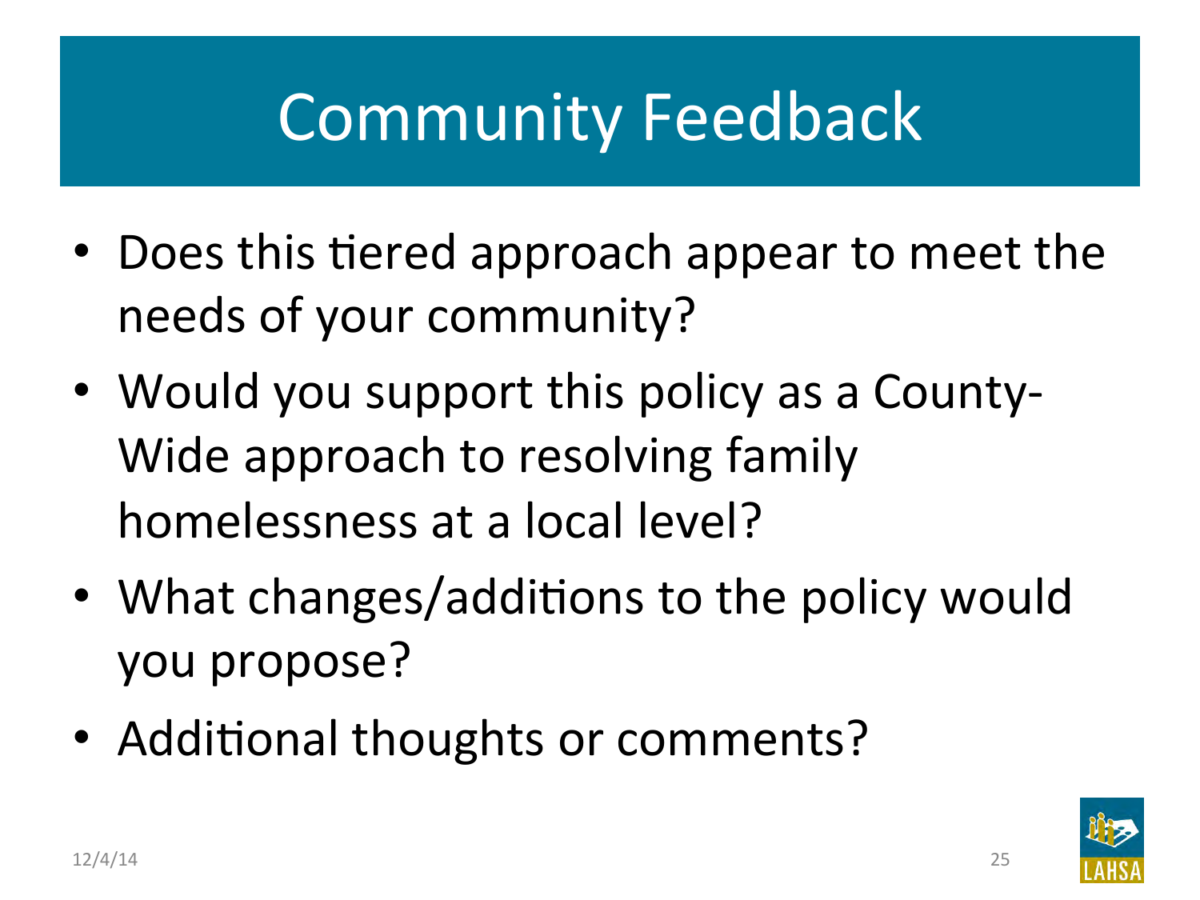# Community Feedback

- Does this tiered approach appear to meet the needs of your community?
- Would you support this policy as a County-Wide approach to resolving family homelessness at a local level?
- What changes/additions to the policy would you propose?
- Additional thoughts or comments?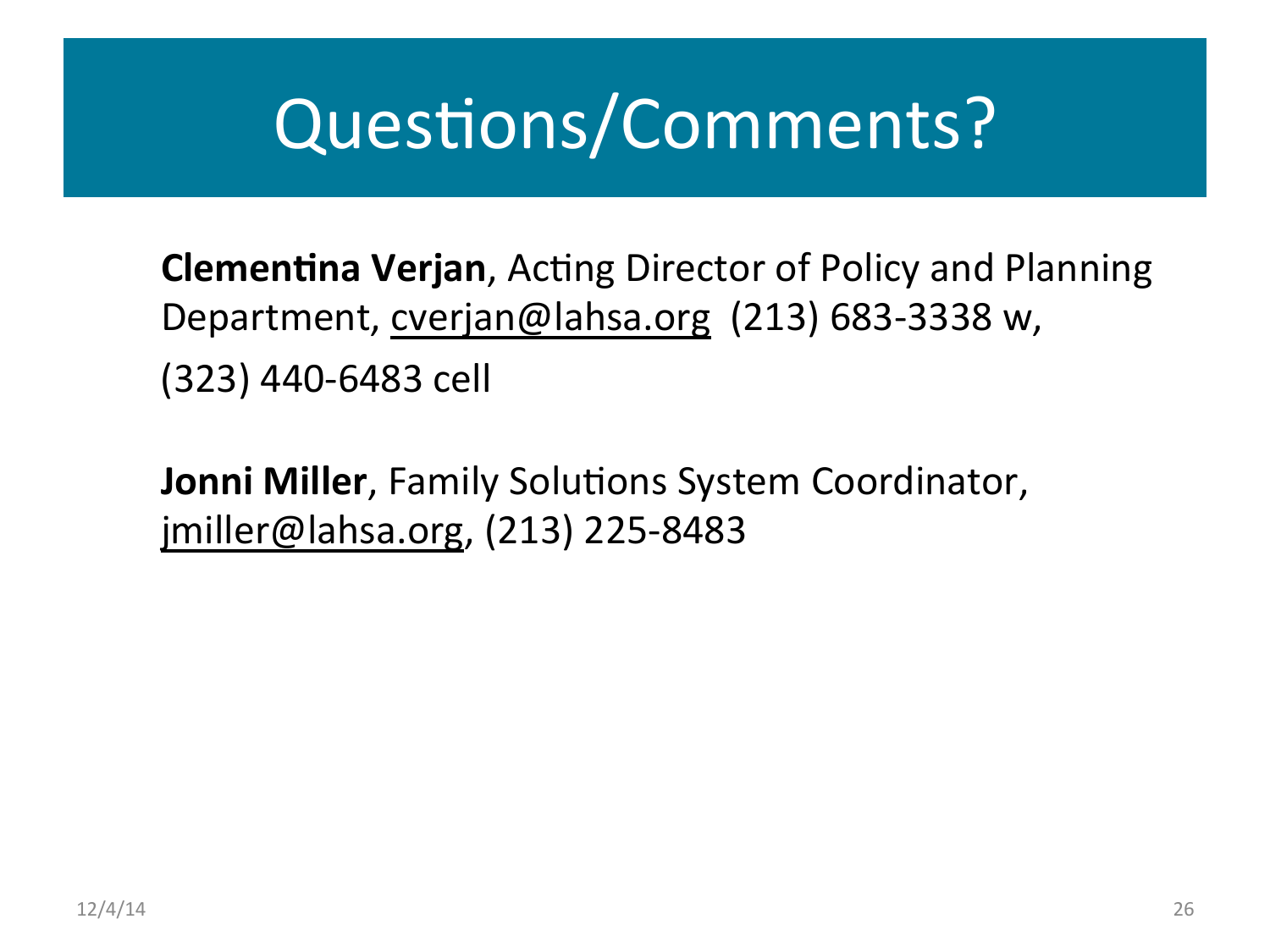# Questions/Comments?

**Clementina Verjan**, Acting Director of Policy and Planning Department, cverjan@lahsa.org (213) 683-3338 w, (323) 440-6483 cell

**Jonni Miller**, Family Solutions System Coordinator, jmiller@lahsa.org, (213) 225-8483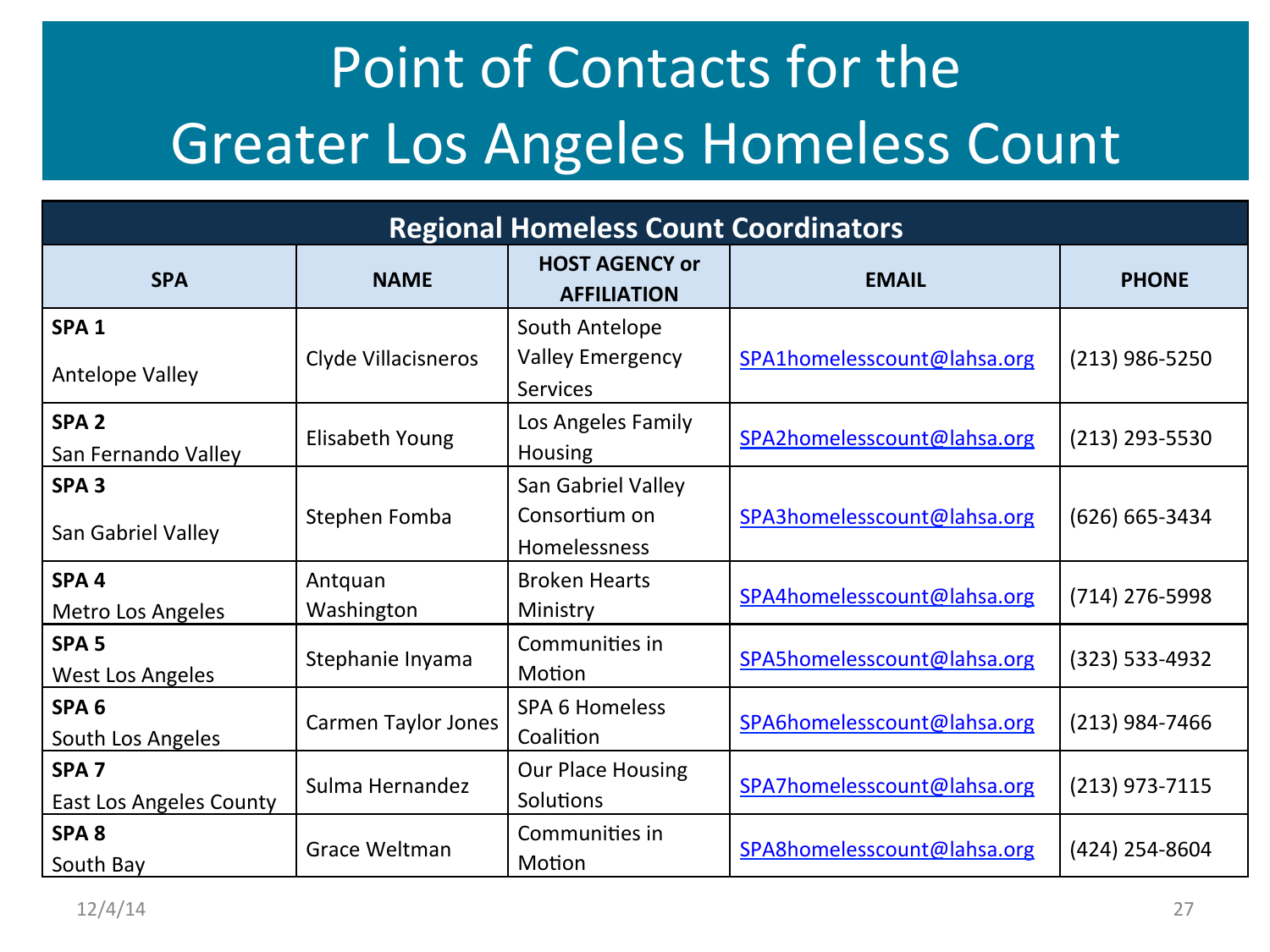# Point of Contacts for the Greater Los Angeles Homeless Count

| Regional Homeless Count Coordinators | | | | |
|---|---|---|---|---|
| **SPA** | **NAME** | **HOST AGENCY or AFFILIATION** | **EMAIL** | **PHONE** |
| **SPA 1** Antelope Valley | Clyde Villacisneros | South Antelope Valley Emergency Services | SPA1homelesscount@lahsa.org | (213) 986-5250 |
| **SPA 2** San Fernando Valley | Elisabeth Young | Los Angeles Family Housing | SPA2homelesscount@lahsa.org | (213) 293-5530 |
| **SPA 3** San Gabriel Valley | Stephen Fomba | San Gabriel Valley Consortium on Homelessness | SPA3homelesscount@lahsa.org | (626) 665-3434 |
| **SPA 4** Metro Los Angeles | Antquan Washington | Broken Hearts Ministry | SPA4homelesscount@lahsa.org | (714) 276-5998 |
| **SPA 5** West Los Angeles | Stephanie Inyama | Communities in Motion | SPA5homelesscount@lahsa.org | (323) 533-4932 |
| **SPA 6** South Los Angeles | Carmen Taylor Jones | SPA 6 Homeless Coalition | SPA6homelesscount@lahsa.org | (213) 984-7466 |
| **SPA 7** East Los Angeles County | Sulma Hernandez | Our Place Housing Solutions | SPA7homelesscount@lahsa.org | (213) 973-7115 |
| **SPA 8** South Bay | Grace Weltman | Communities in Motion | SPA8homelesscount@lahsa.org | (424) 254-8604 |

12/4/14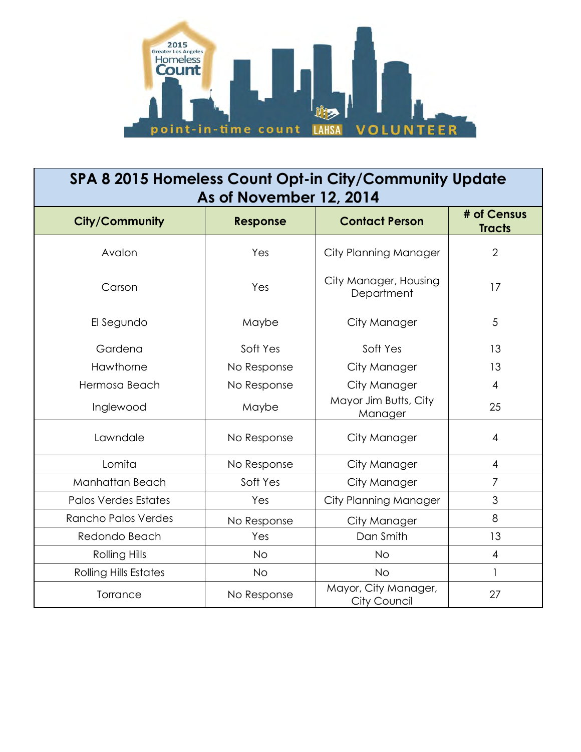## SPA 8 2015 Homeless Count Opt-in City/Community Update
## As of November 12, 2014

| City/Community | Response | Contact Person | # of Census Tracts |
|---|---|---|---|
| Avalon | Yes | City Planning Manager | 2 |
| Carson | Yes | City Manager, Housing Department | 17 |
| El Segundo | Maybe | City Manager | 5 |
| Gardena | Soft Yes | Soft Yes | 13 |
| Hawthorne | No Response | City Manager | 13 |
| Hermosa Beach | No Response | City Manager | 4 |
| Inglewood | Maybe | Mayor Jim Butts, City Manager | 25 |
| Lawndale | No Response | City Manager | 4 |
| Lomita | No Response | City Manager | 4 |
| Manhattan Beach | Soft Yes | City Manager | 7 |
| Palos Verdes Estates | Yes | City Planning Manager | 3 |
| Rancho Palos Verdes | No Response | City Manager | 8 |
| Redondo Beach | Yes | Dan Smith | 13 |
| Rolling Hills | No | No | 4 |
| Rolling Hills Estates | No | No | 1 |
| Torrance | No Response | Mayor, City Manager, City Council | 27 |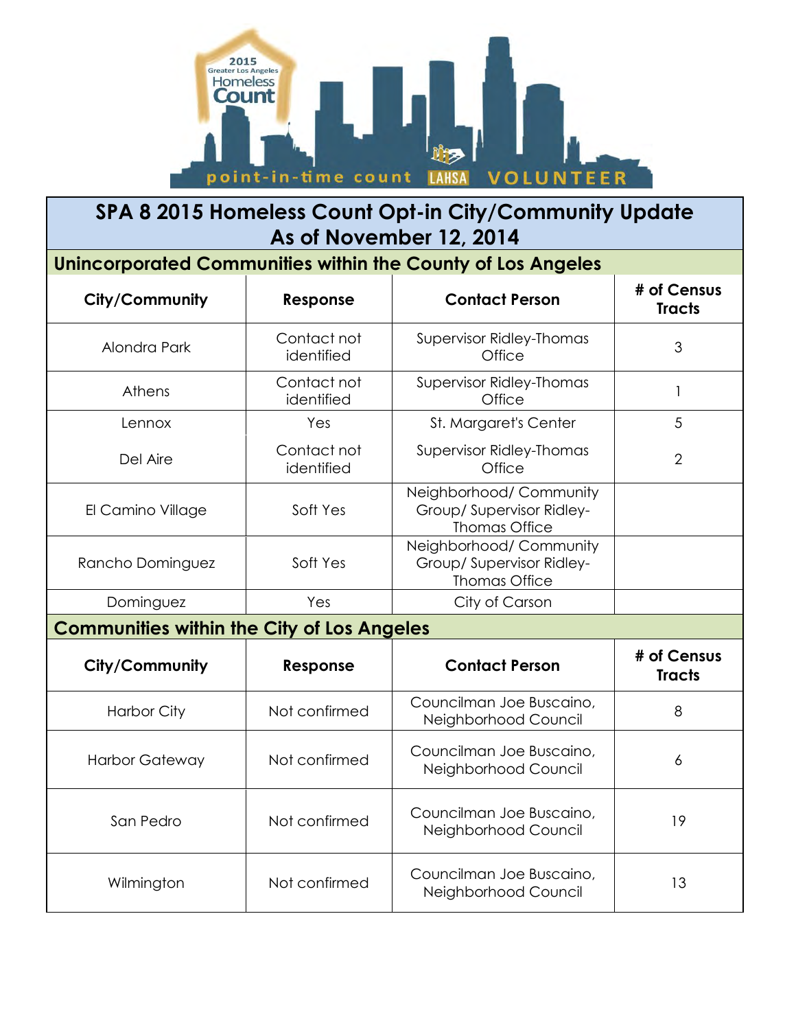## SPA 8 2015 Homeless Count Opt-in City/Community Update
## As of November 12, 2014

### Unincorporated Communities within the County of Los Angeles

| City/Community | Response | Contact Person | # of Census Tracts |
|---|---|---|---|
| Alondra Park | Contact not identified | Supervisor Ridley-Thomas Office | 3 |
| Athens | Contact not identified | Supervisor Ridley-Thomas Office | 1 |
| Lennox | Yes | St. Margaret's Center | 5 |
| Del Aire | Contact not identified | Supervisor Ridley-Thomas Office | 2 |
| El Camino Village | Soft Yes | Neighborhood/ Community Group/ Supervisor Ridley-Thomas Office | |
| Rancho Dominguez | Soft Yes | Neighborhood/ Community Group/ Supervisor Ridley-Thomas Office | |
| Dominguez | Yes | City of Carson | |

### Communities within the City of Los Angeles

| City/Community | Response | Contact Person | # of Census Tracts |
|---|---|---|---|
| Harbor City | Not confirmed | Councilman Joe Buscaino, Neighborhood Council | 8 |
| Harbor Gateway | Not confirmed | Councilman Joe Buscaino, Neighborhood Council | 6 |
| San Pedro | Not confirmed | Councilman Joe Buscaino, Neighborhood Council | 19 |
| Wilmington | Not confirmed | Councilman Joe Buscaino, Neighborhood Council | 13 |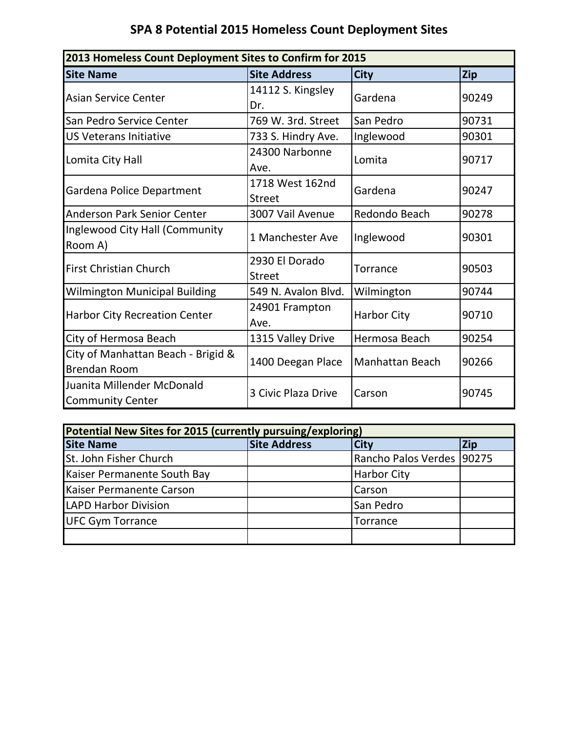# SPA 8 Potential 2015 Homeless Count Deployment Sites

| 2013 Homeless Count Deployment Sites to Confirm for 2015 | | | |
|---|---|---|---|
| **Site Name** | **Site Address** | **City** | **Zip** |
| Asian Service Center | 14112 S. Kingsley Dr. | Gardena | 90249 |
| San Pedro Service Center | 769 W. 3rd. Street | San Pedro | 90731 |
| US Veterans Initiative | 733 S. Hindry Ave. | Inglewood | 90301 |
| Lomita City Hall | 24300 Narbonne Ave. | Lomita | 90717 |
| Gardena Police Department | 1718 West 162nd Street | Gardena | 90247 |
| Anderson Park Senior Center | 3007 Vail Avenue | Redondo Beach | 90278 |
| Inglewood City Hall (Community Room A) | 1 Manchester Ave | Inglewood | 90301 |
| First Christian Church | 2930 El Dorado Street | Torrance | 90503 |
| Wilmington Municipal Building | 549 N. Avalon Blvd. | Wilmington | 90744 |
| Harbor City Recreation Center | 24901 Frampton Ave. | Harbor City | 90710 |
| City of Hermosa Beach | 1315 Valley Drive | Hermosa Beach | 90254 |
| City of Manhattan Beach - Brigid & Brendan Room | 1400 Deegan Place | Manhattan Beach | 90266 |
| Juanita Millender McDonald Community Center | 3 Civic Plaza Drive | Carson | 90745 |

| Potential New Sites for 2015 (currently pursuing/exploring) | | | |
|---|---|---|---|
| **Site Name** | **Site Address** | **City** | **Zip** |
| St. John Fisher Church | | Rancho Palos Verdes | 90275 |
| Kaiser Permanente South Bay | | Harbor City | |
| Kaiser Permanente Carson | | Carson | |
| LAPD Harbor Division | | San Pedro | |
| UFC Gym Torrance | | Torrance | |
| | | | |